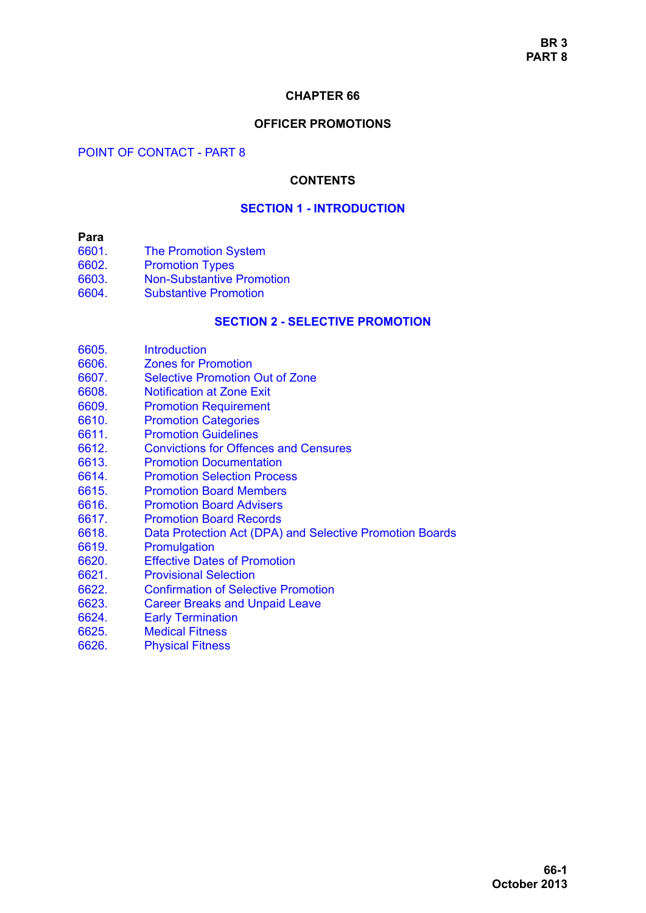# CHAPTER 66

## OFFICER PROMOTIONS

POINT OF CONTACT - PART 8

### CONTENTS

### SECTION 1 - INTRODUCTION

**Para**

| | |
|---|---|
| 6601. | The Promotion System |
| 6602. | Promotion Types |
| 6603. | Non-Substantive Promotion |
| 6604. | Substantive Promotion |

### SECTION 2 - SELECTIVE PROMOTION

| | |
|---|---|
| 6605. | Introduction |
| 6606. | Zones for Promotion |
| 6607. | Selective Promotion Out of Zone |
| 6608. | Notification at Zone Exit |
| 6609. | Promotion Requirement |
| 6610. | Promotion Categories |
| 6611. | Promotion Guidelines |
| 6612. | Convictions for Offences and Censures |
| 6613. | Promotion Documentation |
| 6614. | Promotion Selection Process |
| 6615. | Promotion Board Members |
| 6616. | Promotion Board Advisers |
| 6617. | Promotion Board Records |
| 6618. | Data Protection Act (DPA) and Selective Promotion Boards |
| 6619. | Promulgation |
| 6620. | Effective Dates of Promotion |
| 6621. | Provisional Selection |
| 6622. | Confirmation of Selective Promotion |
| 6623. | Career Breaks and Unpaid Leave |
| 6624. | Early Termination |
| 6625. | Medical Fitness |
| 6626. | Physical Fitness |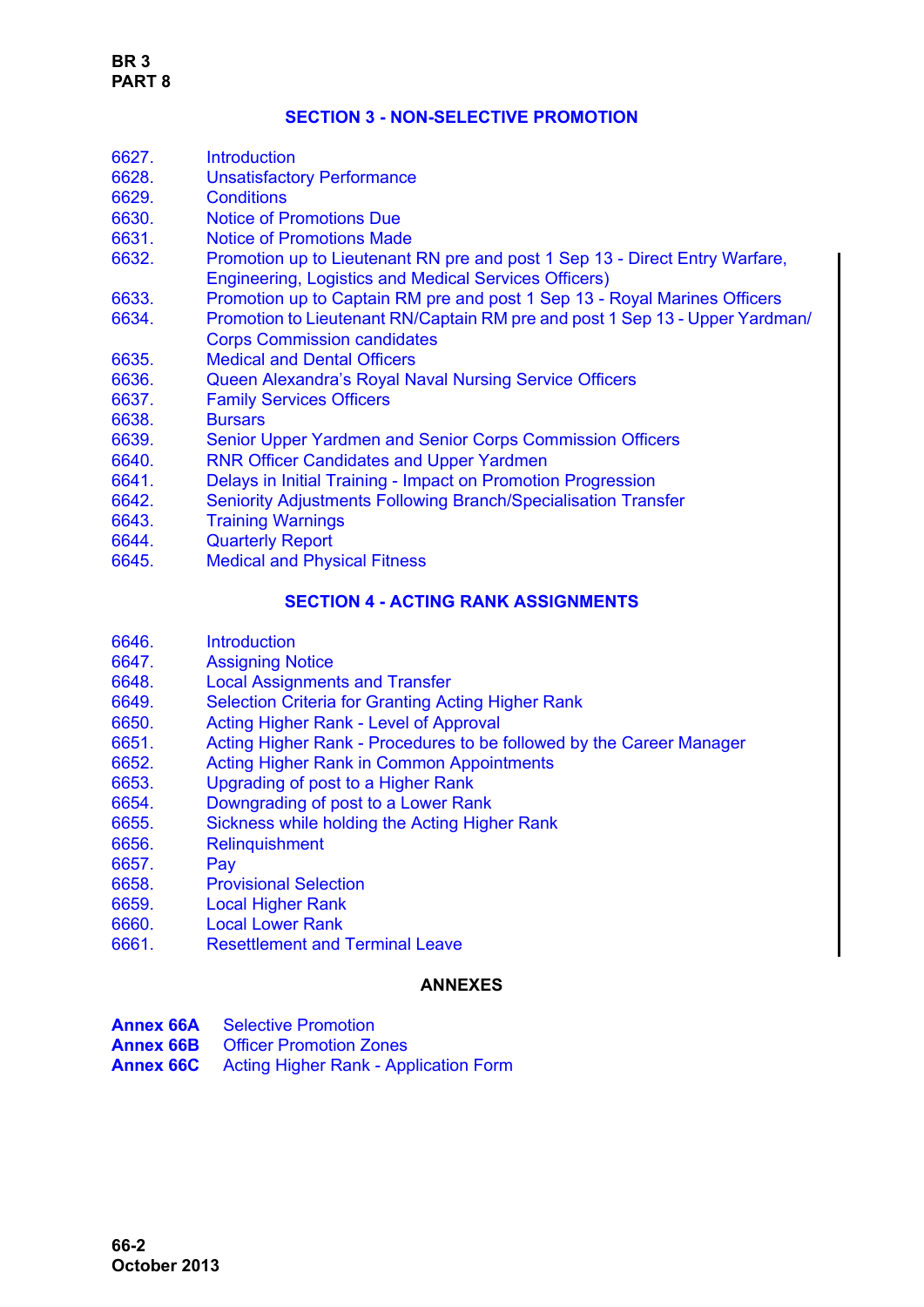## SECTION 3 - NON-SELECTIVE PROMOTION

| | |
|---|---|
| 6627. | Introduction |
| 6628. | Unsatisfactory Performance |
| 6629. | Conditions |
| 6630. | Notice of Promotions Due |
| 6631. | Notice of Promotions Made |
| 6632. | Promotion up to Lieutenant RN pre and post 1 Sep 13 - Direct Entry Warfare, Engineering, Logistics and Medical Services Officers) |
| 6633. | Promotion up to Captain RM pre and post 1 Sep 13 - Royal Marines Officers |
| 6634. | Promotion to Lieutenant RN/Captain RM pre and post 1 Sep 13 - Upper Yardman/ Corps Commission candidates |
| 6635. | Medical and Dental Officers |
| 6636. | Queen Alexandra's Royal Naval Nursing Service Officers |
| 6637. | Family Services Officers |
| 6638. | Bursars |
| 6639. | Senior Upper Yardmen and Senior Corps Commission Officers |
| 6640. | RNR Officer Candidates and Upper Yardmen |
| 6641. | Delays in Initial Training - Impact on Promotion Progression |
| 6642. | Seniority Adjustments Following Branch/Specialisation Transfer |
| 6643. | Training Warnings |
| 6644. | Quarterly Report |
| 6645. | Medical and Physical Fitness |

## SECTION 4 - ACTING RANK ASSIGNMENTS

| | |
|---|---|
| 6646. | Introduction |
| 6647. | Assigning Notice |
| 6648. | Local Assignments and Transfer |
| 6649. | Selection Criteria for Granting Acting Higher Rank |
| 6650. | Acting Higher Rank - Level of Approval |
| 6651. | Acting Higher Rank - Procedures to be followed by the Career Manager |
| 6652. | Acting Higher Rank in Common Appointments |
| 6653. | Upgrading of post to a Higher Rank |
| 6654. | Downgrading of post to a Lower Rank |
| 6655. | Sickness while holding the Acting Higher Rank |
| 6656. | Relinquishment |
| 6657. | Pay |
| 6658. | Provisional Selection |
| 6659. | Local Higher Rank |
| 6660. | Local Lower Rank |
| 6661. | Resettlement and Terminal Leave |

## ANNEXES

| | |
|---|---|
| **Annex 66A** | Selective Promotion |
| **Annex 66B** | Officer Promotion Zones |
| **Annex 66C** | Acting Higher Rank - Application Form |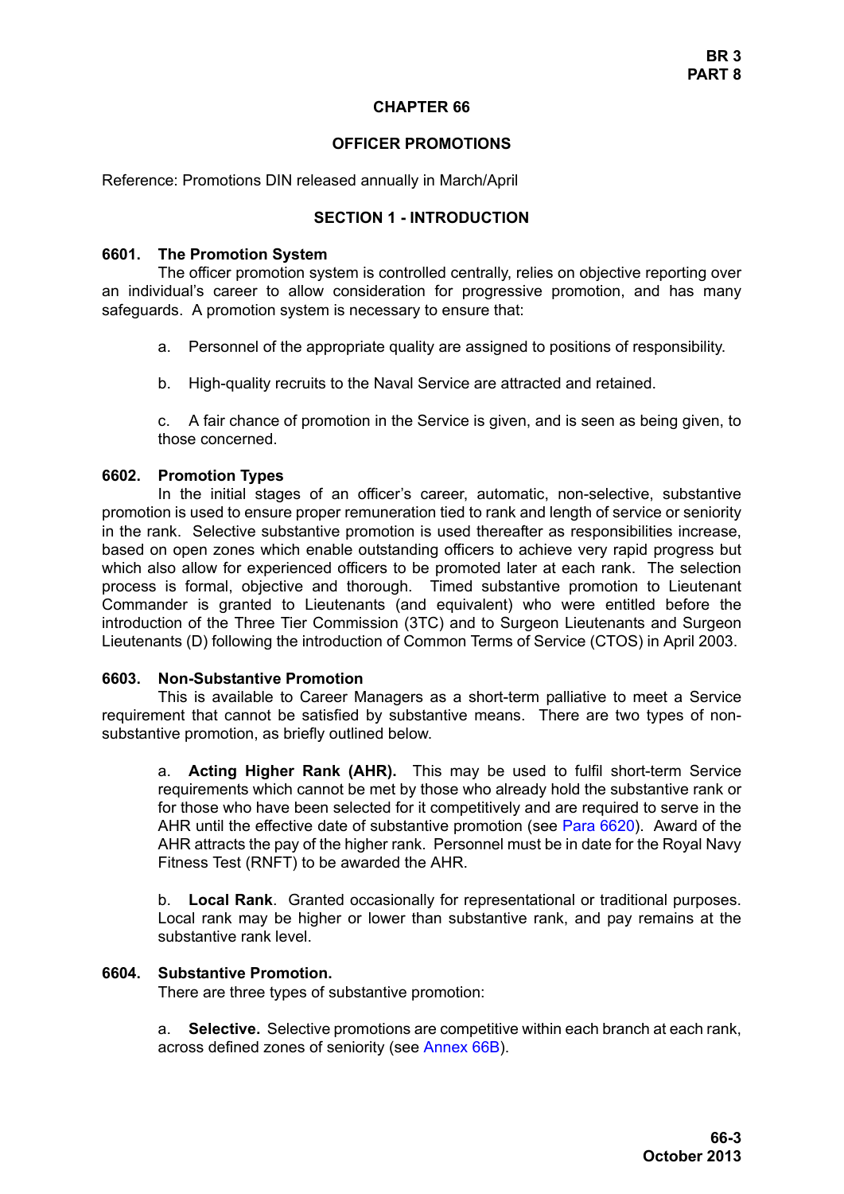# CHAPTER 66

## OFFICER PROMOTIONS

Reference: Promotions DIN released annually in March/April

### SECTION 1 - INTRODUCTION

**6601. The Promotion System**

The officer promotion system is controlled centrally, relies on objective reporting over an individual's career to allow consideration for progressive promotion, and has many safeguards. A promotion system is necessary to ensure that:

a. Personnel of the appropriate quality are assigned to positions of responsibility.

b. High-quality recruits to the Naval Service are attracted and retained.

c. A fair chance of promotion in the Service is given, and is seen as being given, to those concerned.

**6602. Promotion Types**

In the initial stages of an officer's career, automatic, non-selective, substantive promotion is used to ensure proper remuneration tied to rank and length of service or seniority in the rank. Selective substantive promotion is used thereafter as responsibilities increase, based on open zones which enable outstanding officers to achieve very rapid progress but which also allow for experienced officers to be promoted later at each rank. The selection process is formal, objective and thorough. Timed substantive promotion to Lieutenant Commander is granted to Lieutenants (and equivalent) who were entitled before the introduction of the Three Tier Commission (3TC) and to Surgeon Lieutenants and Surgeon Lieutenants (D) following the introduction of Common Terms of Service (CTOS) in April 2003.

**6603. Non-Substantive Promotion**

This is available to Career Managers as a short-term palliative to meet a Service requirement that cannot be satisfied by substantive means. There are two types of non-substantive promotion, as briefly outlined below.

a. **Acting Higher Rank (AHR).** This may be used to fulfil short-term Service requirements which cannot be met by those who already hold the substantive rank or for those who have been selected for it competitively and are required to serve in the AHR until the effective date of substantive promotion (see Para 6620). Award of the AHR attracts the pay of the higher rank. Personnel must be in date for the Royal Navy Fitness Test (RNFT) to be awarded the AHR.

b. **Local Rank**. Granted occasionally for representational or traditional purposes. Local rank may be higher or lower than substantive rank, and pay remains at the substantive rank level.

**6604. Substantive Promotion.**

There are three types of substantive promotion:

a. **Selective.** Selective promotions are competitive within each branch at each rank, across defined zones of seniority (see Annex 66B).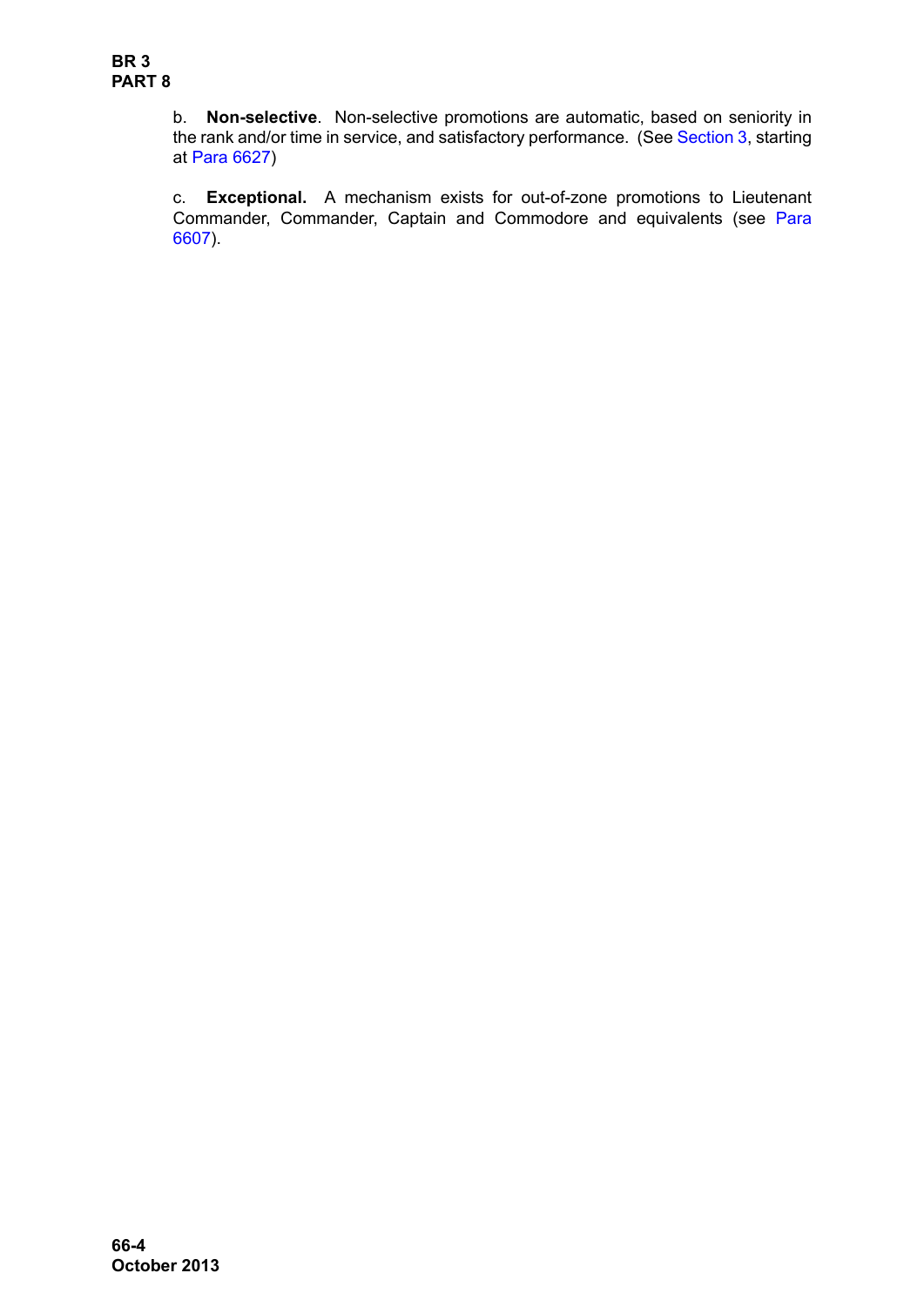b. **Non-selective**. Non-selective promotions are automatic, based on seniority in the rank and/or time in service, and satisfactory performance. (See Section 3, starting at Para 6627)

c. **Exceptional.** A mechanism exists for out-of-zone promotions to Lieutenant Commander, Commander, Captain and Commodore and equivalents (see Para 6607).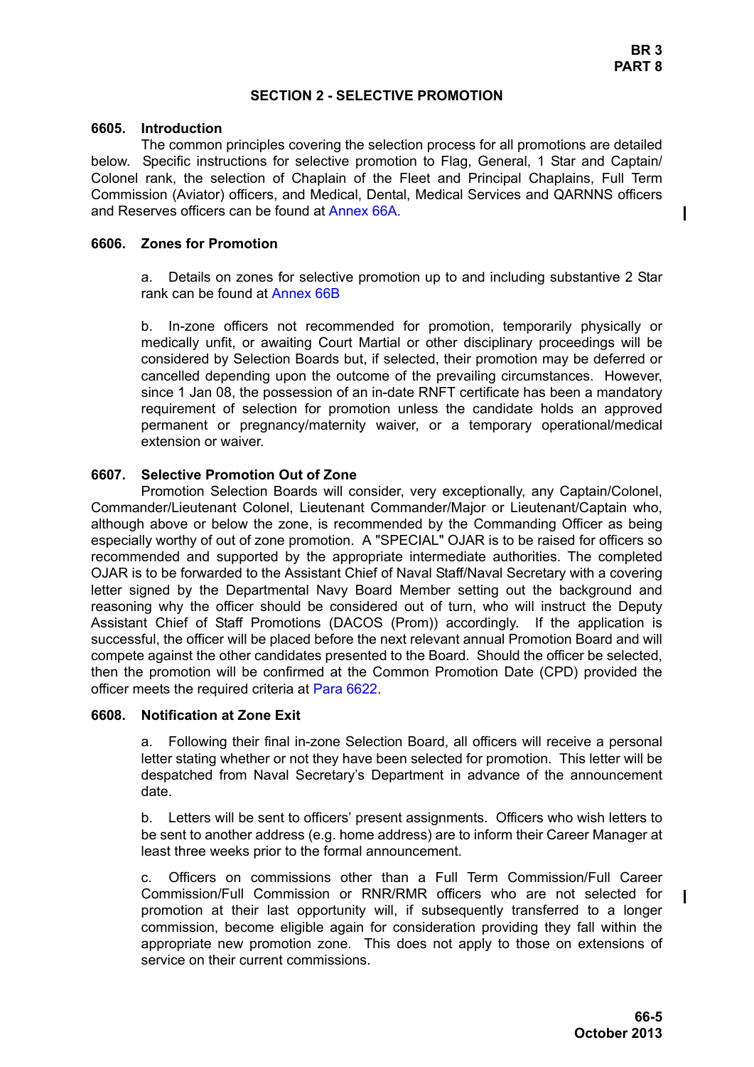## SECTION 2 - SELECTIVE PROMOTION

### 6605. Introduction

The common principles covering the selection process for all promotions are detailed below. Specific instructions for selective promotion to Flag, General, 1 Star and Captain/ Colonel rank, the selection of Chaplain of the Fleet and Principal Chaplains, Full Term Commission (Aviator) officers, and Medical, Dental, Medical Services and QARNNS officers and Reserves officers can be found at Annex 66A.

### 6606. Zones for Promotion

a. Details on zones for selective promotion up to and including substantive 2 Star rank can be found at Annex 66B

b. In-zone officers not recommended for promotion, temporarily physically or medically unfit, or awaiting Court Martial or other disciplinary proceedings will be considered by Selection Boards but, if selected, their promotion may be deferred or cancelled depending upon the outcome of the prevailing circumstances. However, since 1 Jan 08, the possession of an in-date RNFT certificate has been a mandatory requirement of selection for promotion unless the candidate holds an approved permanent or pregnancy/maternity waiver, or a temporary operational/medical extension or waiver.

### 6607. Selective Promotion Out of Zone

Promotion Selection Boards will consider, very exceptionally, any Captain/Colonel, Commander/Lieutenant Colonel, Lieutenant Commander/Major or Lieutenant/Captain who, although above or below the zone, is recommended by the Commanding Officer as being especially worthy of out of zone promotion. A "SPECIAL" OJAR is to be raised for officers so recommended and supported by the appropriate intermediate authorities. The completed OJAR is to be forwarded to the Assistant Chief of Naval Staff/Naval Secretary with a covering letter signed by the Departmental Navy Board Member setting out the background and reasoning why the officer should be considered out of turn, who will instruct the Deputy Assistant Chief of Staff Promotions (DACOS (Prom)) accordingly. If the application is successful, the officer will be placed before the next relevant annual Promotion Board and will compete against the other candidates presented to the Board. Should the officer be selected, then the promotion will be confirmed at the Common Promotion Date (CPD) provided the officer meets the required criteria at Para 6622.

### 6608. Notification at Zone Exit

a. Following their final in-zone Selection Board, all officers will receive a personal letter stating whether or not they have been selected for promotion. This letter will be despatched from Naval Secretary's Department in advance of the announcement date.

b. Letters will be sent to officers' present assignments. Officers who wish letters to be sent to another address (e.g. home address) are to inform their Career Manager at least three weeks prior to the formal announcement.

c. Officers on commissions other than a Full Term Commission/Full Career Commission/Full Commission or RNR/RMR officers who are not selected for promotion at their last opportunity will, if subsequently transferred to a longer commission, become eligible again for consideration providing they fall within the appropriate new promotion zone. This does not apply to those on extensions of service on their current commissions.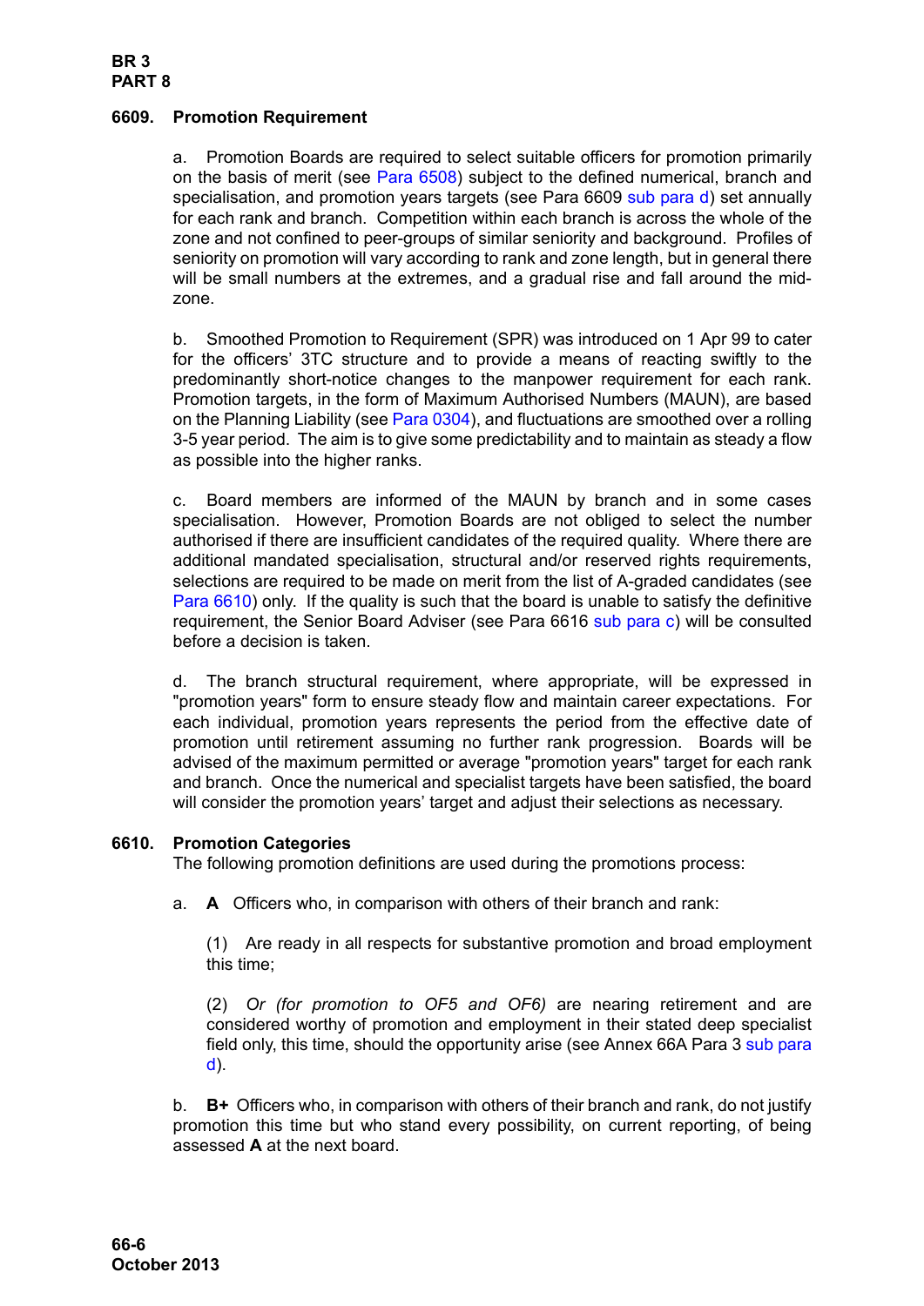#### 6609. Promotion Requirement

a. Promotion Boards are required to select suitable officers for promotion primarily on the basis of merit (see Para 6508) subject to the defined numerical, branch and specialisation, and promotion years targets (see Para 6609 sub para d) set annually for each rank and branch. Competition within each branch is across the whole of the zone and not confined to peer-groups of similar seniority and background. Profiles of seniority on promotion will vary according to rank and zone length, but in general there will be small numbers at the extremes, and a gradual rise and fall around the mid-zone.

b. Smoothed Promotion to Requirement (SPR) was introduced on 1 Apr 99 to cater for the officers' 3TC structure and to provide a means of reacting swiftly to the predominantly short-notice changes to the manpower requirement for each rank. Promotion targets, in the form of Maximum Authorised Numbers (MAUN), are based on the Planning Liability (see Para 0304), and fluctuations are smoothed over a rolling 3-5 year period. The aim is to give some predictability and to maintain as steady a flow as possible into the higher ranks.

c. Board members are informed of the MAUN by branch and in some cases specialisation. However, Promotion Boards are not obliged to select the number authorised if there are insufficient candidates of the required quality. Where there are additional mandated specialisation, structural and/or reserved rights requirements, selections are required to be made on merit from the list of A-graded candidates (see Para 6610) only. If the quality is such that the board is unable to satisfy the definitive requirement, the Senior Board Adviser (see Para 6616 sub para c) will be consulted before a decision is taken.

d. The branch structural requirement, where appropriate, will be expressed in "promotion years" form to ensure steady flow and maintain career expectations. For each individual, promotion years represents the period from the effective date of promotion until retirement assuming no further rank progression. Boards will be advised of the maximum permitted or average "promotion years" target for each rank and branch. Once the numerical and specialist targets have been satisfied, the board will consider the promotion years' target and adjust their selections as necessary.

#### 6610. Promotion Categories

The following promotion definitions are used during the promotions process:

a. **A** Officers who, in comparison with others of their branch and rank:

(1) Are ready in all respects for substantive promotion and broad employment this time;

(2) *Or (for promotion to OF5 and OF6)* are nearing retirement and are considered worthy of promotion and employment in their stated deep specialist field only, this time, should the opportunity arise (see Annex 66A Para 3 sub para d).

b. **B+** Officers who, in comparison with others of their branch and rank, do not justify promotion this time but who stand every possibility, on current reporting, of being assessed **A** at the next board.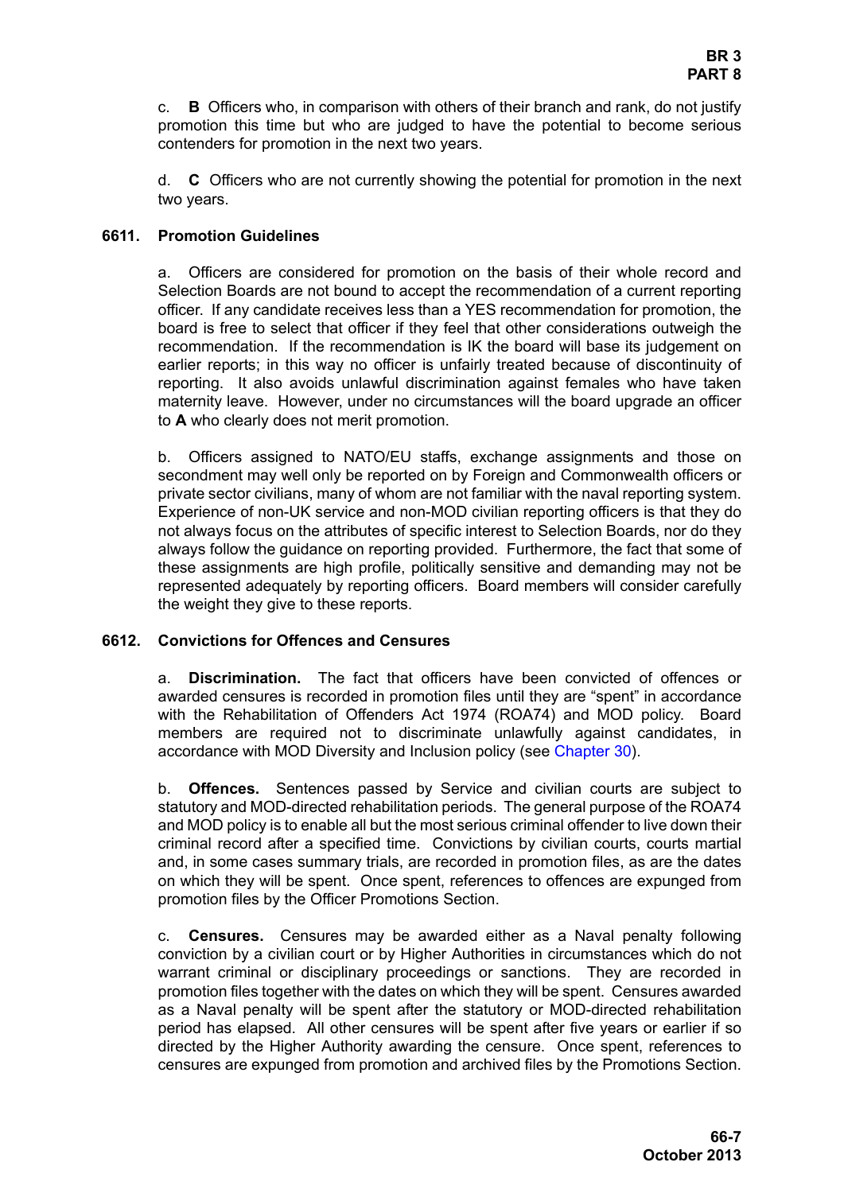c. **B** Officers who, in comparison with others of their branch and rank, do not justify promotion this time but who are judged to have the potential to become serious contenders for promotion in the next two years.

d. **C** Officers who are not currently showing the potential for promotion in the next two years.

### 6611. Promotion Guidelines

a. Officers are considered for promotion on the basis of their whole record and Selection Boards are not bound to accept the recommendation of a current reporting officer. If any candidate receives less than a YES recommendation for promotion, the board is free to select that officer if they feel that other considerations outweigh the recommendation. If the recommendation is IK the board will base its judgement on earlier reports; in this way no officer is unfairly treated because of discontinuity of reporting. It also avoids unlawful discrimination against females who have taken maternity leave. However, under no circumstances will the board upgrade an officer to **A** who clearly does not merit promotion.

b. Officers assigned to NATO/EU staffs, exchange assignments and those on secondment may well only be reported on by Foreign and Commonwealth officers or private sector civilians, many of whom are not familiar with the naval reporting system. Experience of non-UK service and non-MOD civilian reporting officers is that they do not always focus on the attributes of specific interest to Selection Boards, nor do they always follow the guidance on reporting provided. Furthermore, the fact that some of these assignments are high profile, politically sensitive and demanding may not be represented adequately by reporting officers. Board members will consider carefully the weight they give to these reports.

### 6612. Convictions for Offences and Censures

a. **Discrimination.** The fact that officers have been convicted of offences or awarded censures is recorded in promotion files until they are "spent" in accordance with the Rehabilitation of Offenders Act 1974 (ROA74) and MOD policy. Board members are required not to discriminate unlawfully against candidates, in accordance with MOD Diversity and Inclusion policy (see Chapter 30).

b. **Offences.** Sentences passed by Service and civilian courts are subject to statutory and MOD-directed rehabilitation periods. The general purpose of the ROA74 and MOD policy is to enable all but the most serious criminal offender to live down their criminal record after a specified time. Convictions by civilian courts, courts martial and, in some cases summary trials, are recorded in promotion files, as are the dates on which they will be spent. Once spent, references to offences are expunged from promotion files by the Officer Promotions Section.

c. **Censures.** Censures may be awarded either as a Naval penalty following conviction by a civilian court or by Higher Authorities in circumstances which do not warrant criminal or disciplinary proceedings or sanctions. They are recorded in promotion files together with the dates on which they will be spent. Censures awarded as a Naval penalty will be spent after the statutory or MOD-directed rehabilitation period has elapsed. All other censures will be spent after five years or earlier if so directed by the Higher Authority awarding the censure. Once spent, references to censures are expunged from promotion and archived files by the Promotions Section.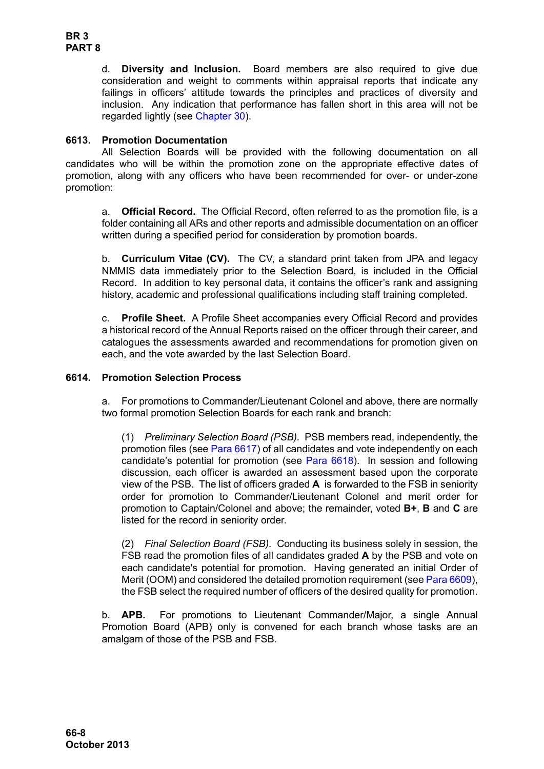d. **Diversity and Inclusion.** Board members are also required to give due consideration and weight to comments within appraisal reports that indicate any failings in officers' attitude towards the principles and practices of diversity and inclusion. Any indication that performance has fallen short in this area will not be regarded lightly (see Chapter 30).

**6613. Promotion Documentation**

All Selection Boards will be provided with the following documentation on all candidates who will be within the promotion zone on the appropriate effective dates of promotion, along with any officers who have been recommended for over- or under-zone promotion:

a. **Official Record.** The Official Record, often referred to as the promotion file, is a folder containing all ARs and other reports and admissible documentation on an officer written during a specified period for consideration by promotion boards.

b. **Curriculum Vitae (CV).** The CV, a standard print taken from JPA and legacy NMMIS data immediately prior to the Selection Board, is included in the Official Record. In addition to key personal data, it contains the officer's rank and assigning history, academic and professional qualifications including staff training completed.

c. **Profile Sheet.** A Profile Sheet accompanies every Official Record and provides a historical record of the Annual Reports raised on the officer through their career, and catalogues the assessments awarded and recommendations for promotion given on each, and the vote awarded by the last Selection Board.

**6614. Promotion Selection Process**

a. For promotions to Commander/Lieutenant Colonel and above, there are normally two formal promotion Selection Boards for each rank and branch:

(1) *Preliminary Selection Board (PSB).* PSB members read, independently, the promotion files (see Para 6617) of all candidates and vote independently on each candidate's potential for promotion (see Para 6618). In session and following discussion, each officer is awarded an assessment based upon the corporate view of the PSB. The list of officers graded **A** is forwarded to the FSB in seniority order for promotion to Commander/Lieutenant Colonel and merit order for promotion to Captain/Colonel and above; the remainder, voted **B+**, **B** and **C** are listed for the record in seniority order.

(2) *Final Selection Board (FSB).* Conducting its business solely in session, the FSB read the promotion files of all candidates graded **A** by the PSB and vote on each candidate's potential for promotion. Having generated an initial Order of Merit (OOM) and considered the detailed promotion requirement (see Para 6609), the FSB select the required number of officers of the desired quality for promotion.

b. **APB.** For promotions to Lieutenant Commander/Major, a single Annual Promotion Board (APB) only is convened for each branch whose tasks are an amalgam of those of the PSB and FSB.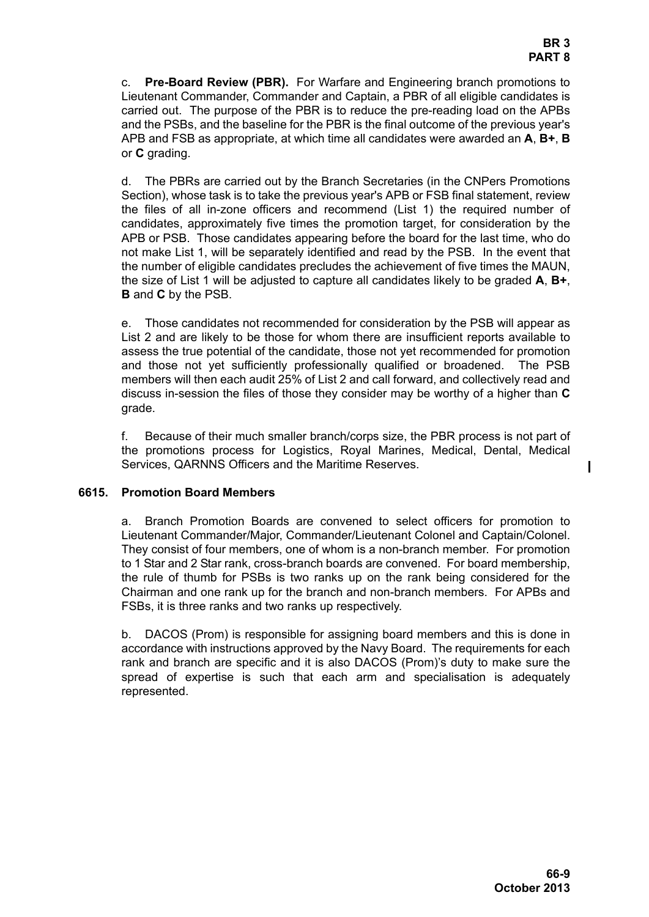c. **Pre-Board Review (PBR).** For Warfare and Engineering branch promotions to Lieutenant Commander, Commander and Captain, a PBR of all eligible candidates is carried out. The purpose of the PBR is to reduce the pre-reading load on the APBs and the PSBs, and the baseline for the PBR is the final outcome of the previous year's APB and FSB as appropriate, at which time all candidates were awarded an **A**, **B+**, **B** or **C** grading.

d. The PBRs are carried out by the Branch Secretaries (in the CNPers Promotions Section), whose task is to take the previous year's APB or FSB final statement, review the files of all in-zone officers and recommend (List 1) the required number of candidates, approximately five times the promotion target, for consideration by the APB or PSB. Those candidates appearing before the board for the last time, who do not make List 1, will be separately identified and read by the PSB. In the event that the number of eligible candidates precludes the achievement of five times the MAUN, the size of List 1 will be adjusted to capture all candidates likely to be graded **A**, **B+**, **B** and **C** by the PSB.

e. Those candidates not recommended for consideration by the PSB will appear as List 2 and are likely to be those for whom there are insufficient reports available to assess the true potential of the candidate, those not yet recommended for promotion and those not yet sufficiently professionally qualified or broadened. The PSB members will then each audit 25% of List 2 and call forward, and collectively read and discuss in-session the files of those they consider may be worthy of a higher than **C** grade.

f. Because of their much smaller branch/corps size, the PBR process is not part of the promotions process for Logistics, Royal Marines, Medical, Dental, Medical Services, QARNNS Officers and the Maritime Reserves.

## 6615. Promotion Board Members

a. Branch Promotion Boards are convened to select officers for promotion to Lieutenant Commander/Major, Commander/Lieutenant Colonel and Captain/Colonel. They consist of four members, one of whom is a non-branch member. For promotion to 1 Star and 2 Star rank, cross-branch boards are convened. For board membership, the rule of thumb for PSBs is two ranks up on the rank being considered for the Chairman and one rank up for the branch and non-branch members. For APBs and FSBs, it is three ranks and two ranks up respectively.

b. DACOS (Prom) is responsible for assigning board members and this is done in accordance with instructions approved by the Navy Board. The requirements for each rank and branch are specific and it is also DACOS (Prom)'s duty to make sure the spread of expertise is such that each arm and specialisation is adequately represented.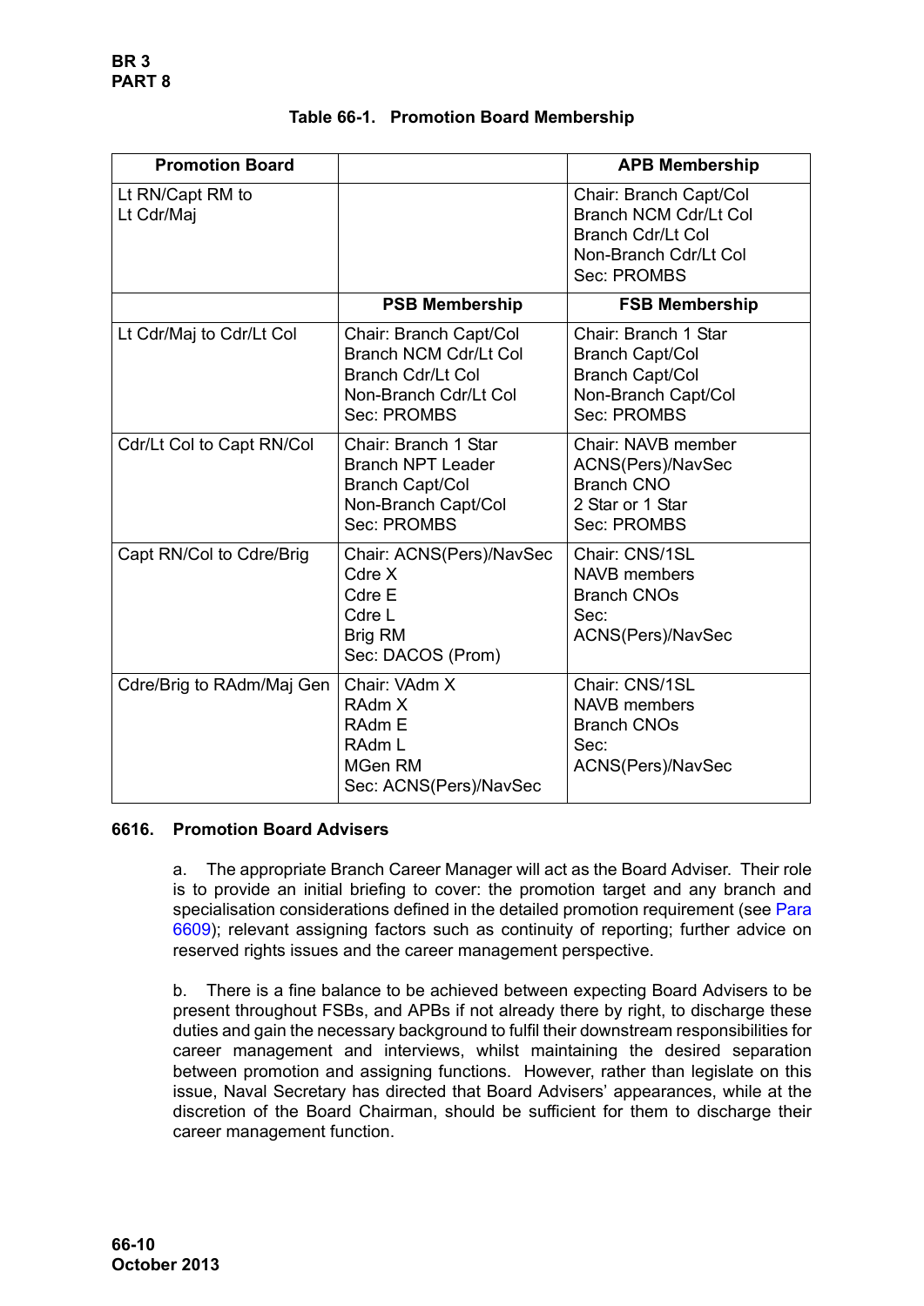Table 66-1. Promotion Board Membership

| Promotion Board | | APB Membership |
|---|---|---|
| Lt RN/Capt RM to Lt Cdr/Maj | | Chair: Branch Capt/Col<br>Branch NCM Cdr/Lt Col<br>Branch Cdr/Lt Col<br>Non-Branch Cdr/Lt Col<br>Sec: PROMBS |
| | **PSB Membership** | **FSB Membership** |
| Lt Cdr/Maj to Cdr/Lt Col | Chair: Branch Capt/Col<br>Branch NCM Cdr/Lt Col<br>Branch Cdr/Lt Col<br>Non-Branch Cdr/Lt Col<br>Sec: PROMBS | Chair: Branch 1 Star<br>Branch Capt/Col<br>Branch Capt/Col<br>Non-Branch Capt/Col<br>Sec: PROMBS |
| Cdr/Lt Col to Capt RN/Col | Chair: Branch 1 Star<br>Branch NPT Leader<br>Branch Capt/Col<br>Non-Branch Capt/Col<br>Sec: PROMBS | Chair: NAVB member<br>ACNS(Pers)/NavSec<br>Branch CNO<br>2 Star or 1 Star<br>Sec: PROMBS |
| Capt RN/Col to Cdre/Brig | Chair: ACNS(Pers)/NavSec<br>Cdre X<br>Cdre E<br>Cdre L<br>Brig RM<br>Sec: DACOS (Prom) | Chair: CNS/1SL<br>NAVB members<br>Branch CNOs<br>Sec: ACNS(Pers)/NavSec |
| Cdre/Brig to RAdm/Maj Gen | Chair: VAdm X<br>RAdm X<br>RAdm E<br>RAdm L<br>MGen RM<br>Sec: ACNS(Pers)/NavSec | Chair: CNS/1SL<br>NAVB members<br>Branch CNOs<br>Sec: ACNS(Pers)/NavSec |

## 6616. Promotion Board Advisers

a. The appropriate Branch Career Manager will act as the Board Adviser. Their role is to provide an initial briefing to cover: the promotion target and any branch and specialisation considerations defined in the detailed promotion requirement (see Para 6609); relevant assigning factors such as continuity of reporting; further advice on reserved rights issues and the career management perspective.

b. There is a fine balance to be achieved between expecting Board Advisers to be present throughout FSBs, and APBs if not already there by right, to discharge these duties and gain the necessary background to fulfil their downstream responsibilities for career management and interviews, whilst maintaining the desired separation between promotion and assigning functions. However, rather than legislate on this issue, Naval Secretary has directed that Board Advisers' appearances, while at the discretion of the Board Chairman, should be sufficient for them to discharge their career management function.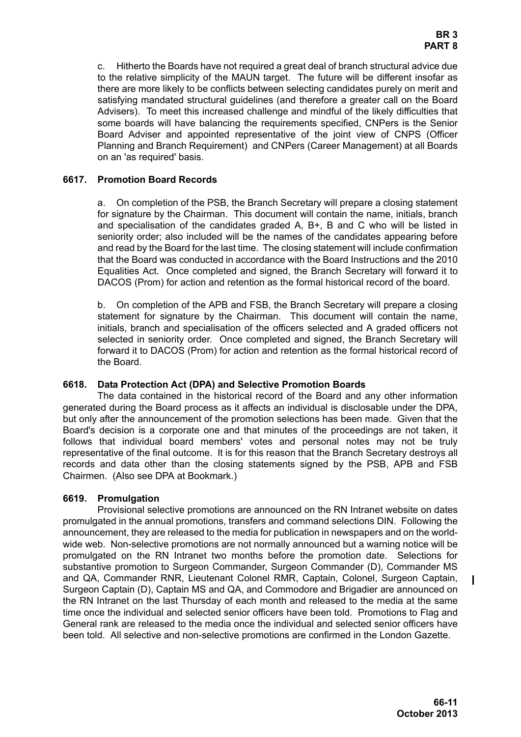c. Hitherto the Boards have not required a great deal of branch structural advice due to the relative simplicity of the MAUN target. The future will be different insofar as there are more likely to be conflicts between selecting candidates purely on merit and satisfying mandated structural guidelines (and therefore a greater call on the Board Advisers). To meet this increased challenge and mindful of the likely difficulties that some boards will have balancing the requirements specified, CNPers is the Senior Board Adviser and appointed representative of the joint view of CNPS (Officer Planning and Branch Requirement) and CNPers (Career Management) at all Boards on an 'as required' basis.

### 6617. Promotion Board Records

a. On completion of the PSB, the Branch Secretary will prepare a closing statement for signature by the Chairman. This document will contain the name, initials, branch and specialisation of the candidates graded A, B+, B and C who will be listed in seniority order; also included will be the names of the candidates appearing before and read by the Board for the last time. The closing statement will include confirmation that the Board was conducted in accordance with the Board Instructions and the 2010 Equalities Act. Once completed and signed, the Branch Secretary will forward it to DACOS (Prom) for action and retention as the formal historical record of the board.

b. On completion of the APB and FSB, the Branch Secretary will prepare a closing statement for signature by the Chairman. This document will contain the name, initials, branch and specialisation of the officers selected and A graded officers not selected in seniority order. Once completed and signed, the Branch Secretary will forward it to DACOS (Prom) for action and retention as the formal historical record of the Board.

### 6618. Data Protection Act (DPA) and Selective Promotion Boards

The data contained in the historical record of the Board and any other information generated during the Board process as it affects an individual is disclosable under the DPA, but only after the announcement of the promotion selections has been made. Given that the Board's decision is a corporate one and that minutes of the proceedings are not taken, it follows that individual board members' votes and personal notes may not be truly representative of the final outcome. It is for this reason that the Branch Secretary destroys all records and data other than the closing statements signed by the PSB, APB and FSB Chairmen. (Also see DPA at Bookmark.)

### 6619. Promulgation

Provisional selective promotions are announced on the RN Intranet website on dates promulgated in the annual promotions, transfers and command selections DIN. Following the announcement, they are released to the media for publication in newspapers and on the world-wide web. Non-selective promotions are not normally announced but a warning notice will be promulgated on the RN Intranet two months before the promotion date. Selections for substantive promotion to Surgeon Commander, Surgeon Commander (D), Commander MS and QA, Commander RNR, Lieutenant Colonel RMR, Captain, Colonel, Surgeon Captain, Surgeon Captain (D), Captain MS and QA, and Commodore and Brigadier are announced on the RN Intranet on the last Thursday of each month and released to the media at the same time once the individual and selected senior officers have been told. Promotions to Flag and General rank are released to the media once the individual and selected senior officers have been told. All selective and non-selective promotions are confirmed in the London Gazette.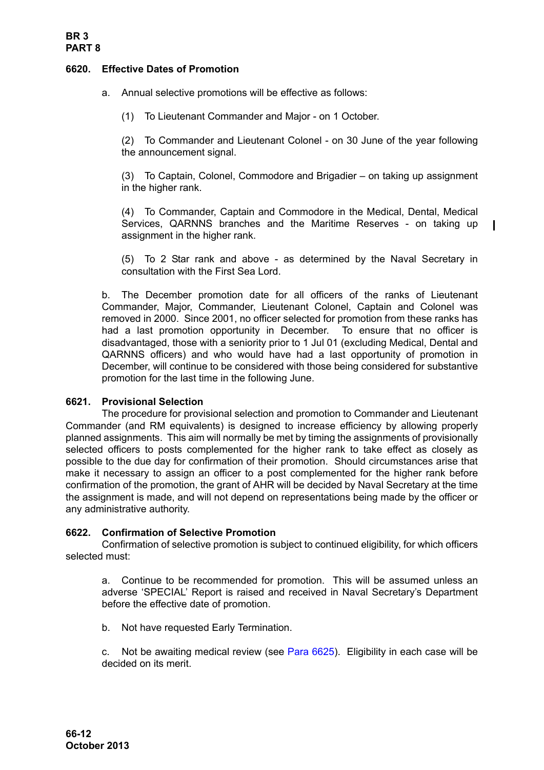### 6620. Effective Dates of Promotion

a. Annual selective promotions will be effective as follows:

(1) To Lieutenant Commander and Major - on 1 October.

(2) To Commander and Lieutenant Colonel - on 30 June of the year following the announcement signal.

(3) To Captain, Colonel, Commodore and Brigadier – on taking up assignment in the higher rank.

(4) To Commander, Captain and Commodore in the Medical, Dental, Medical Services, QARNNS branches and the Maritime Reserves - on taking up assignment in the higher rank.

(5) To 2 Star rank and above - as determined by the Naval Secretary in consultation with the First Sea Lord.

b. The December promotion date for all officers of the ranks of Lieutenant Commander, Major, Commander, Lieutenant Colonel, Captain and Colonel was removed in 2000. Since 2001, no officer selected for promotion from these ranks has had a last promotion opportunity in December. To ensure that no officer is disadvantaged, those with a seniority prior to 1 Jul 01 (excluding Medical, Dental and QARNNS officers) and who would have had a last opportunity of promotion in December, will continue to be considered with those being considered for substantive promotion for the last time in the following June.

### 6621. Provisional Selection

The procedure for provisional selection and promotion to Commander and Lieutenant Commander (and RM equivalents) is designed to increase efficiency by allowing properly planned assignments. This aim will normally be met by timing the assignments of provisionally selected officers to posts complemented for the higher rank to take effect as closely as possible to the due day for confirmation of their promotion. Should circumstances arise that make it necessary to assign an officer to a post complemented for the higher rank before confirmation of the promotion, the grant of AHR will be decided by Naval Secretary at the time the assignment is made, and will not depend on representations being made by the officer or any administrative authority.

### 6622. Confirmation of Selective Promotion

Confirmation of selective promotion is subject to continued eligibility, for which officers selected must:

a. Continue to be recommended for promotion. This will be assumed unless an adverse 'SPECIAL' Report is raised and received in Naval Secretary's Department before the effective date of promotion.

b. Not have requested Early Termination.

c. Not be awaiting medical review (see Para 6625). Eligibility in each case will be decided on its merit.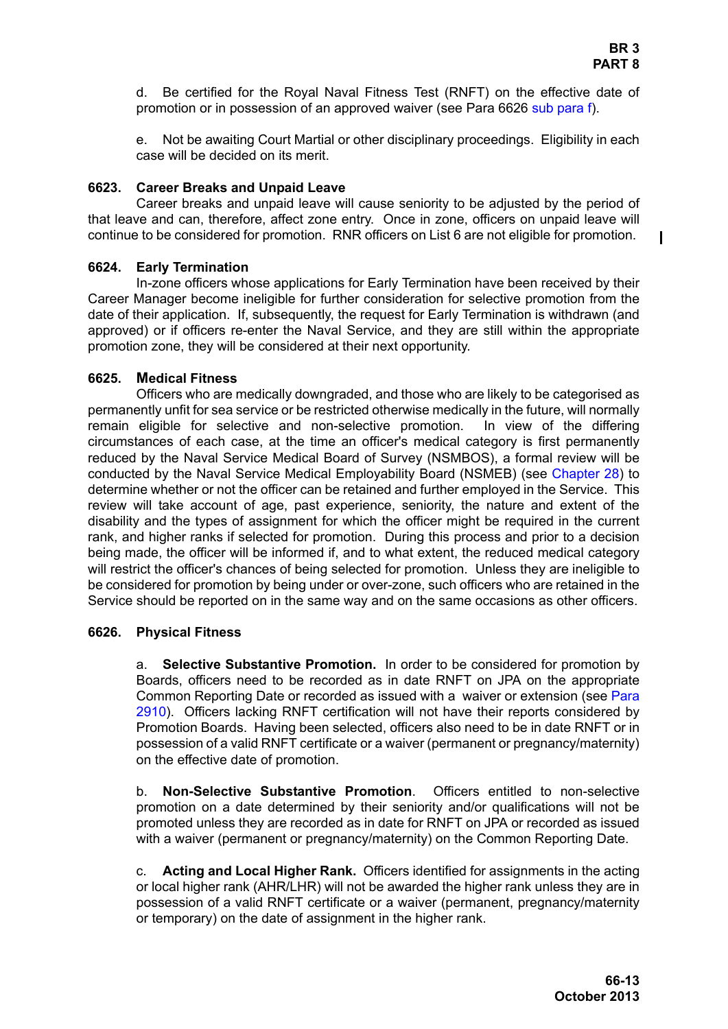d. Be certified for the Royal Naval Fitness Test (RNFT) on the effective date of promotion or in possession of an approved waiver (see Para 6626 sub para f).

e. Not be awaiting Court Martial or other disciplinary proceedings. Eligibility in each case will be decided on its merit.

**6623. Career Breaks and Unpaid Leave**

Career breaks and unpaid leave will cause seniority to be adjusted by the period of that leave and can, therefore, affect zone entry. Once in zone, officers on unpaid leave will continue to be considered for promotion. RNR officers on List 6 are not eligible for promotion.

**6624. Early Termination**

In-zone officers whose applications for Early Termination have been received by their Career Manager become ineligible for further consideration for selective promotion from the date of their application. If, subsequently, the request for Early Termination is withdrawn (and approved) or if officers re-enter the Naval Service, and they are still within the appropriate promotion zone, they will be considered at their next opportunity.

**6625. Medical Fitness**

Officers who are medically downgraded, and those who are likely to be categorised as permanently unfit for sea service or be restricted otherwise medically in the future, will normally remain eligible for selective and non-selective promotion. In view of the differing circumstances of each case, at the time an officer's medical category is first permanently reduced by the Naval Service Medical Board of Survey (NSMBOS), a formal review will be conducted by the Naval Service Medical Employability Board (NSMEB) (see Chapter 28) to determine whether or not the officer can be retained and further employed in the Service. This review will take account of age, past experience, seniority, the nature and extent of the disability and the types of assignment for which the officer might be required in the current rank, and higher ranks if selected for promotion. During this process and prior to a decision being made, the officer will be informed if, and to what extent, the reduced medical category will restrict the officer's chances of being selected for promotion. Unless they are ineligible to be considered for promotion by being under or over-zone, such officers who are retained in the Service should be reported on in the same way and on the same occasions as other officers.

**6626. Physical Fitness**

a. **Selective Substantive Promotion.** In order to be considered for promotion by Boards, officers need to be recorded as in date RNFT on JPA on the appropriate Common Reporting Date or recorded as issued with a waiver or extension (see Para 2910). Officers lacking RNFT certification will not have their reports considered by Promotion Boards. Having been selected, officers also need to be in date RNFT or in possession of a valid RNFT certificate or a waiver (permanent or pregnancy/maternity) on the effective date of promotion.

b. **Non-Selective Substantive Promotion**. Officers entitled to non-selective promotion on a date determined by their seniority and/or qualifications will not be promoted unless they are recorded as in date for RNFT on JPA or recorded as issued with a waiver (permanent or pregnancy/maternity) on the Common Reporting Date.

c. **Acting and Local Higher Rank.** Officers identified for assignments in the acting or local higher rank (AHR/LHR) will not be awarded the higher rank unless they are in possession of a valid RNFT certificate or a waiver (permanent, pregnancy/maternity or temporary) on the date of assignment in the higher rank.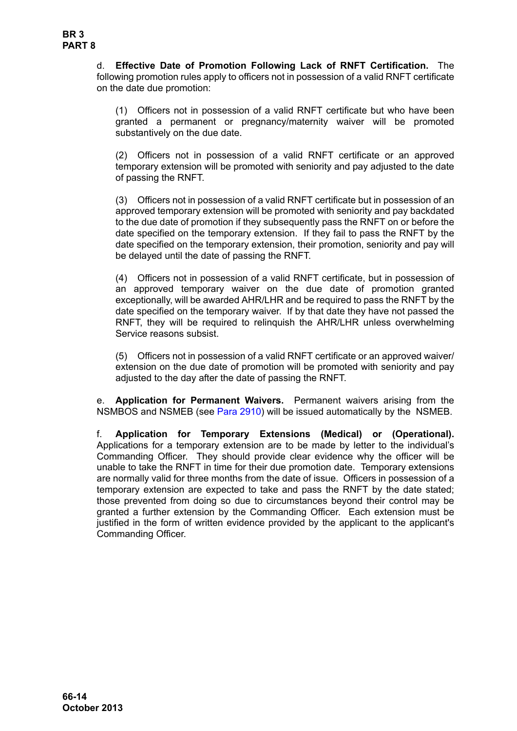d. **Effective Date of Promotion Following Lack of RNFT Certification.** The following promotion rules apply to officers not in possession of a valid RNFT certificate on the date due promotion:

(1) Officers not in possession of a valid RNFT certificate but who have been granted a permanent or pregnancy/maternity waiver will be promoted substantively on the due date.

(2) Officers not in possession of a valid RNFT certificate or an approved temporary extension will be promoted with seniority and pay adjusted to the date of passing the RNFT.

(3) Officers not in possession of a valid RNFT certificate but in possession of an approved temporary extension will be promoted with seniority and pay backdated to the due date of promotion if they subsequently pass the RNFT on or before the date specified on the temporary extension. If they fail to pass the RNFT by the date specified on the temporary extension, their promotion, seniority and pay will be delayed until the date of passing the RNFT.

(4) Officers not in possession of a valid RNFT certificate, but in possession of an approved temporary waiver on the due date of promotion granted exceptionally, will be awarded AHR/LHR and be required to pass the RNFT by the date specified on the temporary waiver. If by that date they have not passed the RNFT, they will be required to relinquish the AHR/LHR unless overwhelming Service reasons subsist.

(5) Officers not in possession of a valid RNFT certificate or an approved waiver/extension on the due date of promotion will be promoted with seniority and pay adjusted to the day after the date of passing the RNFT.

e. **Application for Permanent Waivers.** Permanent waivers arising from the NSMBOS and NSMEB (see Para 2910) will be issued automatically by the NSMEB.

f. **Application for Temporary Extensions (Medical) or (Operational).** Applications for a temporary extension are to be made by letter to the individual's Commanding Officer. They should provide clear evidence why the officer will be unable to take the RNFT in time for their due promotion date. Temporary extensions are normally valid for three months from the date of issue. Officers in possession of a temporary extension are expected to take and pass the RNFT by the date stated; those prevented from doing so due to circumstances beyond their control may be granted a further extension by the Commanding Officer. Each extension must be justified in the form of written evidence provided by the applicant to the applicant's Commanding Officer.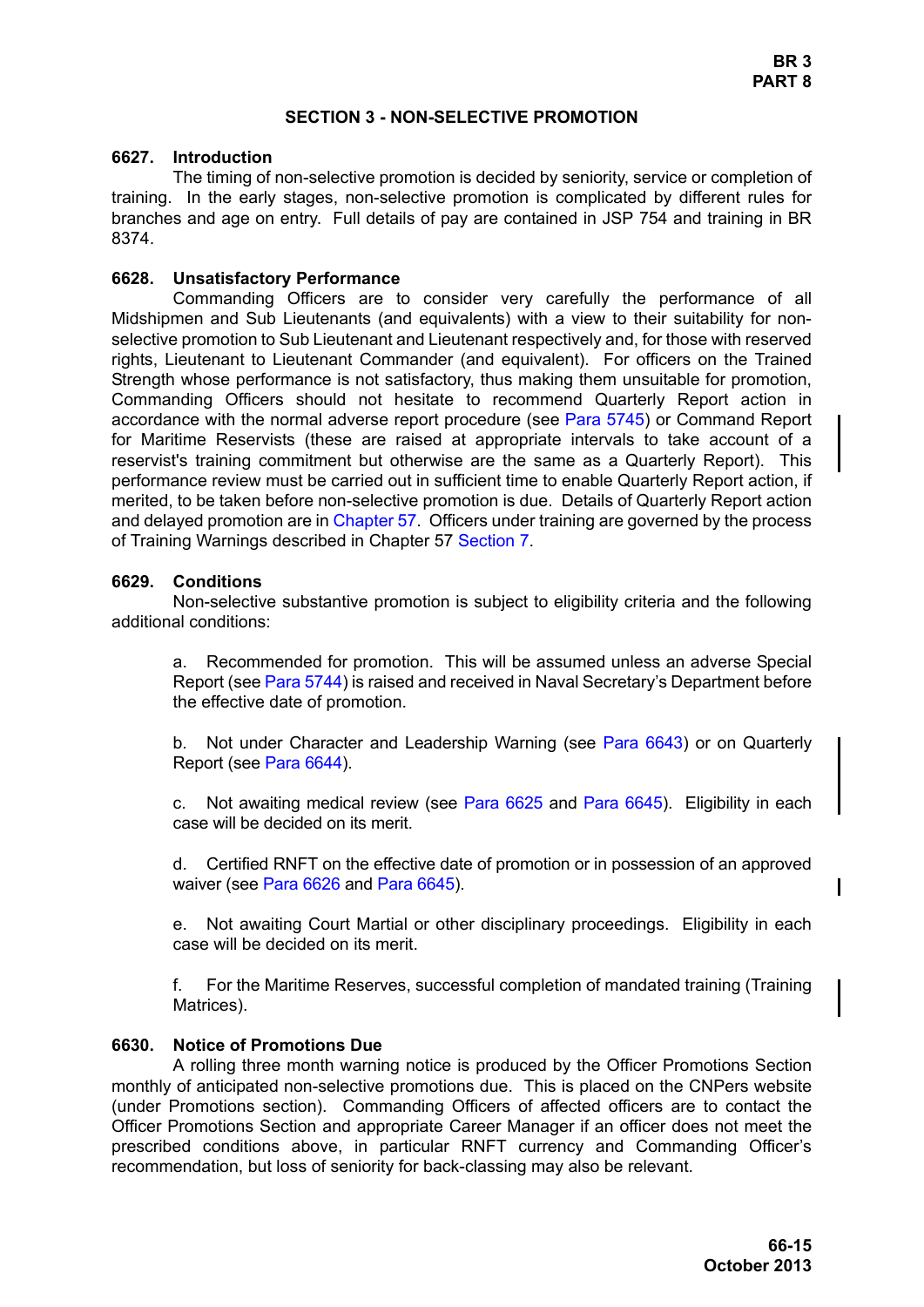## SECTION 3 - NON-SELECTIVE PROMOTION

### 6627. Introduction

The timing of non-selective promotion is decided by seniority, service or completion of training. In the early stages, non-selective promotion is complicated by different rules for branches and age on entry. Full details of pay are contained in JSP 754 and training in BR 8374.

### 6628. Unsatisfactory Performance

Commanding Officers are to consider very carefully the performance of all Midshipmen and Sub Lieutenants (and equivalents) with a view to their suitability for non-selective promotion to Sub Lieutenant and Lieutenant respectively and, for those with reserved rights, Lieutenant to Lieutenant Commander (and equivalent). For officers on the Trained Strength whose performance is not satisfactory, thus making them unsuitable for promotion, Commanding Officers should not hesitate to recommend Quarterly Report action in accordance with the normal adverse report procedure (see Para 5745) or Command Report for Maritime Reservists (these are raised at appropriate intervals to take account of a reservist's training commitment but otherwise are the same as a Quarterly Report). This performance review must be carried out in sufficient time to enable Quarterly Report action, if merited, to be taken before non-selective promotion is due. Details of Quarterly Report action and delayed promotion are in Chapter 57. Officers under training are governed by the process of Training Warnings described in Chapter 57 Section 7.

### 6629. Conditions

Non-selective substantive promotion is subject to eligibility criteria and the following additional conditions:

a. Recommended for promotion. This will be assumed unless an adverse Special Report (see Para 5744) is raised and received in Naval Secretary's Department before the effective date of promotion.

b. Not under Character and Leadership Warning (see Para 6643) or on Quarterly Report (see Para 6644).

c. Not awaiting medical review (see Para 6625 and Para 6645). Eligibility in each case will be decided on its merit.

d. Certified RNFT on the effective date of promotion or in possession of an approved waiver (see Para 6626 and Para 6645).

e. Not awaiting Court Martial or other disciplinary proceedings. Eligibility in each case will be decided on its merit.

f. For the Maritime Reserves, successful completion of mandated training (Training Matrices).

### 6630. Notice of Promotions Due

A rolling three month warning notice is produced by the Officer Promotions Section monthly of anticipated non-selective promotions due. This is placed on the CNPers website (under Promotions section). Commanding Officers of affected officers are to contact the Officer Promotions Section and appropriate Career Manager if an officer does not meet the prescribed conditions above, in particular RNFT currency and Commanding Officer's recommendation, but loss of seniority for back-classing may also be relevant.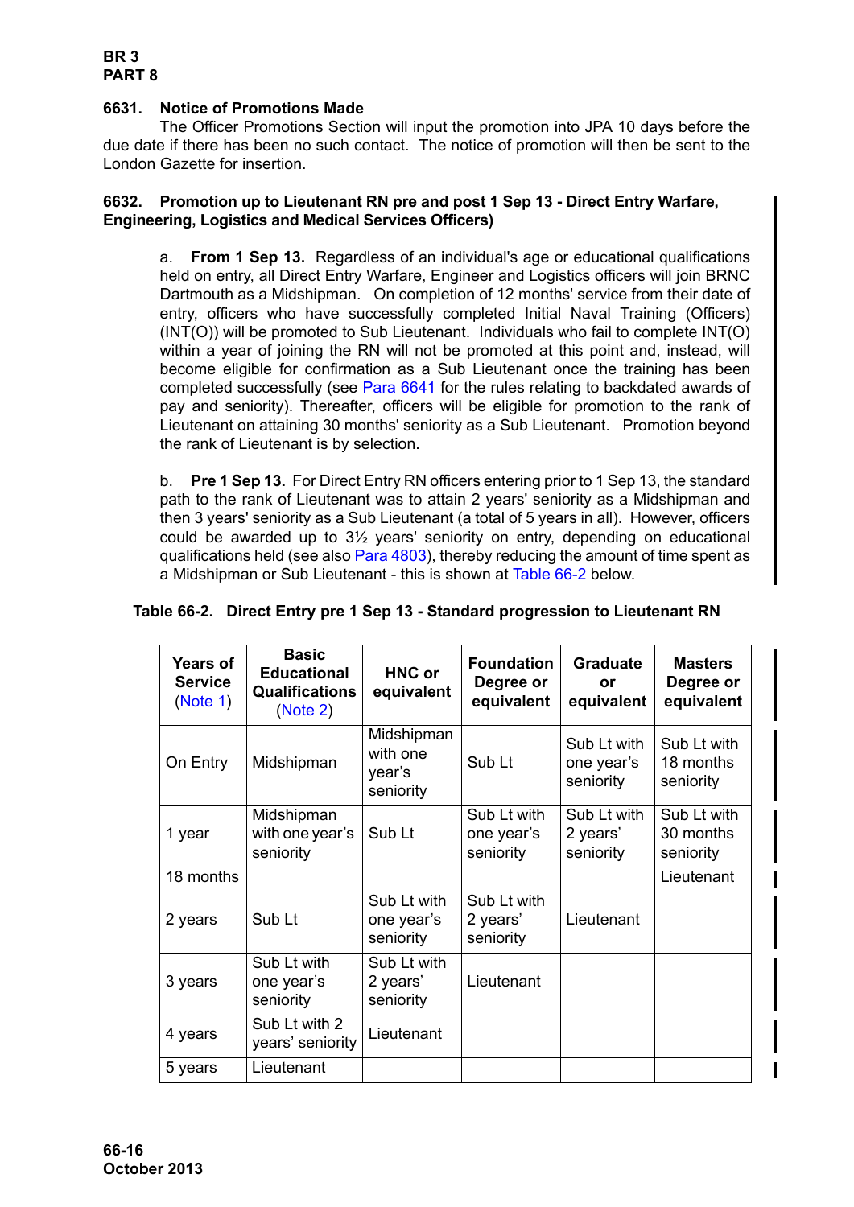#### 6631. Notice of Promotions Made

The Officer Promotions Section will input the promotion into JPA 10 days before the due date if there has been no such contact. The notice of promotion will then be sent to the London Gazette for insertion.

#### 6632. Promotion up to Lieutenant RN pre and post 1 Sep 13 - Direct Entry Warfare, Engineering, Logistics and Medical Services Officers)

a. **From 1 Sep 13.** Regardless of an individual's age or educational qualifications held on entry, all Direct Entry Warfare, Engineer and Logistics officers will join BRNC Dartmouth as a Midshipman. On completion of 12 months' service from their date of entry, officers who have successfully completed Initial Naval Training (Officers) (INT(O)) will be promoted to Sub Lieutenant. Individuals who fail to complete INT(O) within a year of joining the RN will not be promoted at this point and, instead, will become eligible for confirmation as a Sub Lieutenant once the training has been completed successfully (see Para 6641 for the rules relating to backdated awards of pay and seniority). Thereafter, officers will be eligible for promotion to the rank of Lieutenant on attaining 30 months' seniority as a Sub Lieutenant. Promotion beyond the rank of Lieutenant is by selection.

b. **Pre 1 Sep 13.** For Direct Entry RN officers entering prior to 1 Sep 13, the standard path to the rank of Lieutenant was to attain 2 years' seniority as a Midshipman and then 3 years' seniority as a Sub Lieutenant (a total of 5 years in all). However, officers could be awarded up to 3½ years' seniority on entry, depending on educational qualifications held (see also Para 4803), thereby reducing the amount of time spent as a Midshipman or Sub Lieutenant - this is shown at Table 66-2 below.

**Table 66-2. Direct Entry pre 1 Sep 13 - Standard progression to Lieutenant RN**

| Years of Service (Note 1) | Basic Educational Qualifications (Note 2) | HNC or equivalent | Foundation Degree or equivalent | Graduate or equivalent | Masters Degree or equivalent |
|---|---|---|---|---|---|
| On Entry | Midshipman | Midshipman with one year's seniority | Sub Lt | Sub Lt with one year's seniority | Sub Lt with 18 months seniority |
| 1 year | Midshipman with one year's seniority | Sub Lt | Sub Lt with one year's seniority | Sub Lt with 2 years' seniority | Sub Lt with 30 months seniority |
| 18 months | | | | | Lieutenant |
| 2 years | Sub Lt | Sub Lt with one year's seniority | Sub Lt with 2 years' seniority | Lieutenant | |
| 3 years | Sub Lt with one year's seniority | Sub Lt with 2 years' seniority | Lieutenant | | |
| 4 years | Sub Lt with 2 years' seniority | Lieutenant | | | |
| 5 years | Lieutenant | | | | |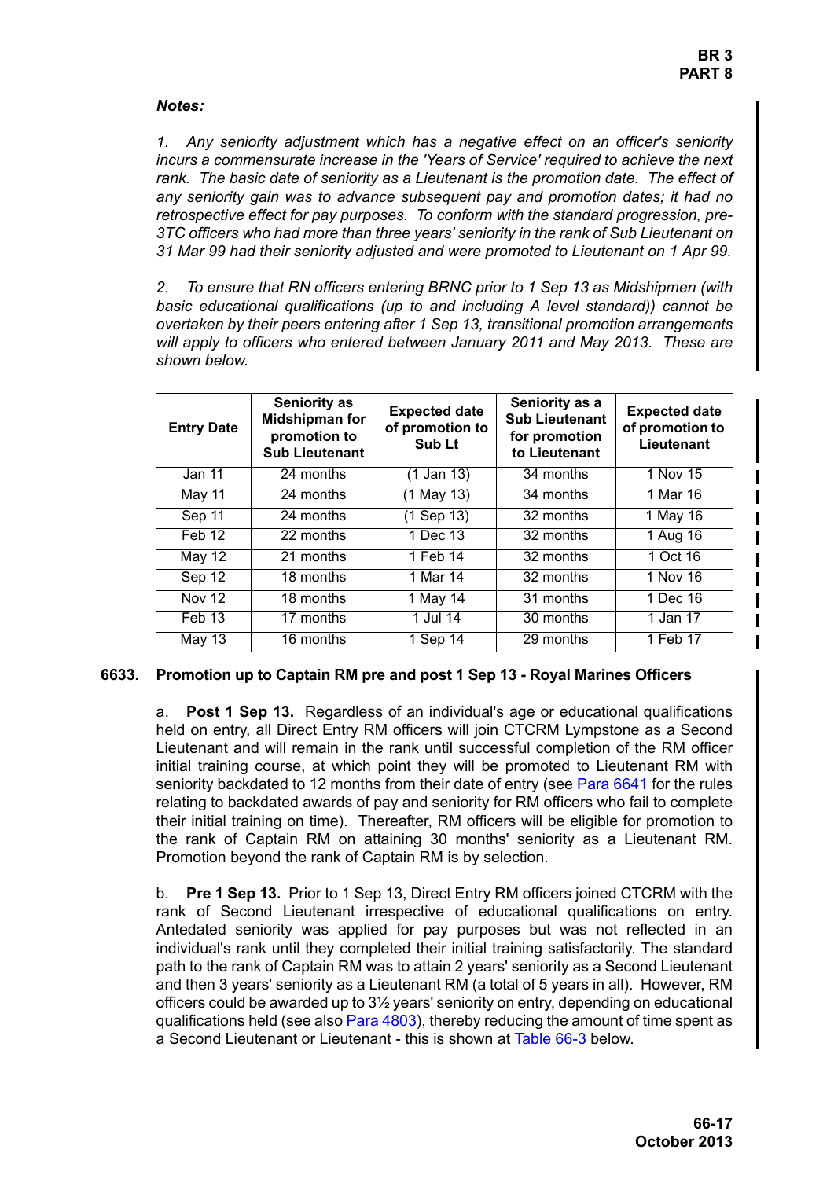*Notes:*

*1. Any seniority adjustment which has a negative effect on an officer's seniority incurs a commensurate increase in the 'Years of Service' required to achieve the next rank. The basic date of seniority as a Lieutenant is the promotion date. The effect of any seniority gain was to advance subsequent pay and promotion dates; it had no retrospective effect for pay purposes. To conform with the standard progression, pre-3TC officers who had more than three years' seniority in the rank of Sub Lieutenant on 31 Mar 99 had their seniority adjusted and were promoted to Lieutenant on 1 Apr 99.*

*2. To ensure that RN officers entering BRNC prior to 1 Sep 13 as Midshipmen (with basic educational qualifications (up to and including A level standard)) cannot be overtaken by their peers entering after 1 Sep 13, transitional promotion arrangements will apply to officers who entered between January 2011 and May 2013. These are shown below.*

| Entry Date | Seniority as Midshipman for promotion to Sub Lieutenant | Expected date of promotion to Sub Lt | Seniority as a Sub Lieutenant for promotion to Lieutenant | Expected date of promotion to Lieutenant |
|---|---|---|---|---|
| Jan 11 | 24 months | (1 Jan 13) | 34 months | 1 Nov 15 |
| May 11 | 24 months | (1 May 13) | 34 months | 1 Mar 16 |
| Sep 11 | 24 months | (1 Sep 13) | 32 months | 1 May 16 |
| Feb 12 | 22 months | 1 Dec 13 | 32 months | 1 Aug 16 |
| May 12 | 21 months | 1 Feb 14 | 32 months | 1 Oct 16 |
| Sep 12 | 18 months | 1 Mar 14 | 32 months | 1 Nov 16 |
| Nov 12 | 18 months | 1 May 14 | 31 months | 1 Dec 16 |
| Feb 13 | 17 months | 1 Jul 14 | 30 months | 1 Jan 17 |
| May 13 | 16 months | 1 Sep 14 | 29 months | 1 Feb 17 |

**6633. Promotion up to Captain RM pre and post 1 Sep 13 - Royal Marines Officers**

a. **Post 1 Sep 13.** Regardless of an individual's age or educational qualifications held on entry, all Direct Entry RM officers will join CTCRM Lympstone as a Second Lieutenant and will remain in the rank until successful completion of the RM officer initial training course, at which point they will be promoted to Lieutenant RM with seniority backdated to 12 months from their date of entry (see Para 6641 for the rules relating to backdated awards of pay and seniority for RM officers who fail to complete their initial training on time). Thereafter, RM officers will be eligible for promotion to the rank of Captain RM on attaining 30 months' seniority as a Lieutenant RM. Promotion beyond the rank of Captain RM is by selection.

b. **Pre 1 Sep 13.** Prior to 1 Sep 13, Direct Entry RM officers joined CTCRM with the rank of Second Lieutenant irrespective of educational qualifications on entry. Antedated seniority was applied for pay purposes but was not reflected in an individual's rank until they completed their initial training satisfactorily. The standard path to the rank of Captain RM was to attain 2 years' seniority as a Second Lieutenant and then 3 years' seniority as a Lieutenant RM (a total of 5 years in all). However, RM officers could be awarded up to 3½ years' seniority on entry, depending on educational qualifications held (see also Para 4803), thereby reducing the amount of time spent as a Second Lieutenant or Lieutenant - this is shown at Table 66-3 below.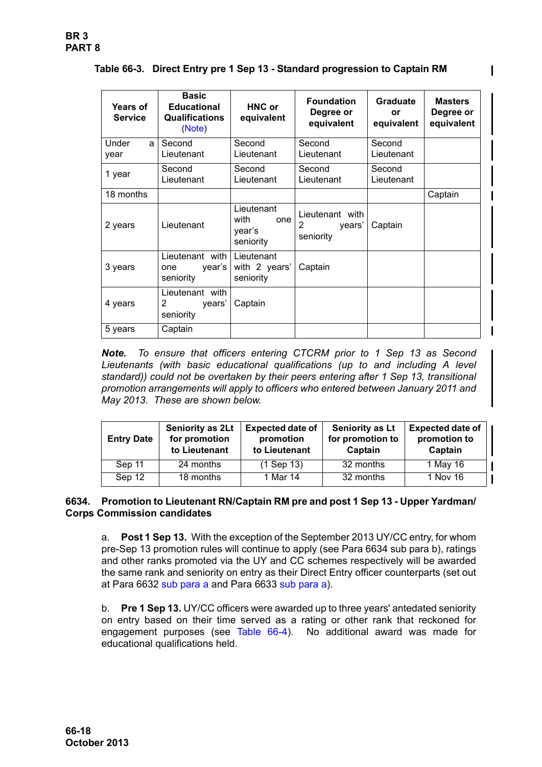**Table 66-3. Direct Entry pre 1 Sep 13 - Standard progression to Captain RM**

| Years of Service | Basic Educational Qualifications (Note) | HNC or equivalent | Foundation Degree or equivalent | Graduate or equivalent | Masters Degree or equivalent |
|---|---|---|---|---|---|
| Under a year | Second Lieutenant | Second Lieutenant | Second Lieutenant | Second Lieutenant | |
| 1 year | Second Lieutenant | Second Lieutenant | Second Lieutenant | Second Lieutenant | |
| 18 months | | | | | Captain |
| 2 years | Lieutenant | Lieutenant with one year's seniority | Lieutenant with 2 years' seniority | Captain | |
| 3 years | Lieutenant with one year's seniority | Lieutenant with 2 years' seniority | Captain | | |
| 4 years | Lieutenant with 2 years' seniority | Captain | | | |
| 5 years | Captain | | | | |

***Note.*** *To ensure that officers entering CTCRM prior to 1 Sep 13 as Second Lieutenants (with basic educational qualifications (up to and including A level standard)) could not be overtaken by their peers entering after 1 Sep 13, transitional promotion arrangements will apply to officers who entered between January 2011 and May 2013. These are shown below.*

| Entry Date | Seniority as 2Lt for promotion to Lieutenant | Expected date of promotion to Lieutenant | Seniority as Lt for promotion to Captain | Expected date of promotion to Captain |
|---|---|---|---|---|
| Sep 11 | 24 months | (1 Sep 13) | 32 months | 1 May 16 |
| Sep 12 | 18 months | 1 Mar 14 | 32 months | 1 Nov 16 |

**6634. Promotion to Lieutenant RN/Captain RM pre and post 1 Sep 13 - Upper Yardman/ Corps Commission candidates**

a. **Post 1 Sep 13.** With the exception of the September 2013 UY/CC entry, for whom pre-Sep 13 promotion rules will continue to apply (see Para 6634 sub para b), ratings and other ranks promoted via the UY and CC schemes respectively will be awarded the same rank and seniority on entry as their Direct Entry officer counterparts (set out at Para 6632 sub para a and Para 6633 sub para a).

b. **Pre 1 Sep 13.** UY/CC officers were awarded up to three years' antedated seniority on entry based on their time served as a rating or other rank that reckoned for engagement purposes (see Table 66-4). No additional award was made for educational qualifications held.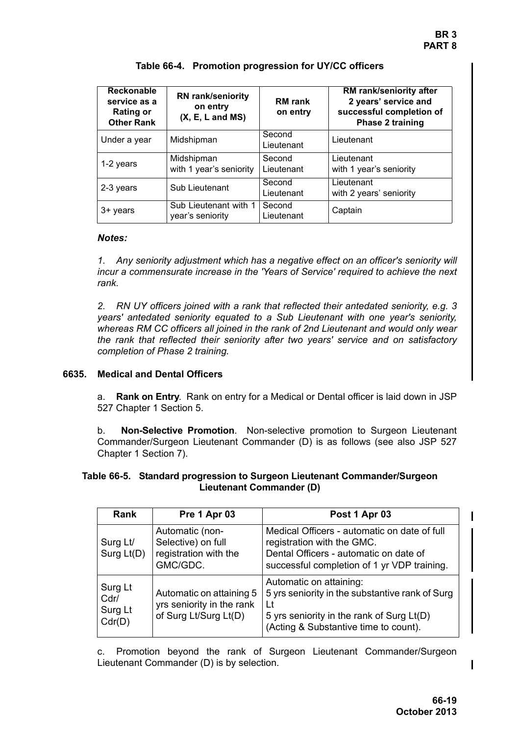**Table 66-4. Promotion progression for UY/CC officers**

| Reckonable service as a Rating or Other Rank | RN rank/seniority on entry (X, E, L and MS) | RM rank on entry | RM rank/seniority after 2 years' service and successful completion of Phase 2 training |
|---|---|---|---|
| Under a year | Midshipman | Second Lieutenant | Lieutenant |
| 1-2 years | Midshipman with 1 year's seniority | Second Lieutenant | Lieutenant with 1 year's seniority |
| 2-3 years | Sub Lieutenant | Second Lieutenant | Lieutenant with 2 years' seniority |
| 3+ years | Sub Lieutenant with 1 year's seniority | Second Lieutenant | Captain |

***Notes:***

*1. Any seniority adjustment which has a negative effect on an officer's seniority will incur a commensurate increase in the 'Years of Service' required to achieve the next rank.*

*2. RN UY officers joined with a rank that reflected their antedated seniority, e.g. 3 years' antedated seniority equated to a Sub Lieutenant with one year's seniority, whereas RM CC officers all joined in the rank of 2nd Lieutenant and would only wear the rank that reflected their seniority after two years' service and on satisfactory completion of Phase 2 training.*

**6635. Medical and Dental Officers**

a. **Rank on Entry**. Rank on entry for a Medical or Dental officer is laid down in JSP 527 Chapter 1 Section 5.

b. **Non-Selective Promotion**. Non-selective promotion to Surgeon Lieutenant Commander/Surgeon Lieutenant Commander (D) is as follows (see also JSP 527 Chapter 1 Section 7).

**Table 66-5. Standard progression to Surgeon Lieutenant Commander/Surgeon Lieutenant Commander (D)**

| Rank | Pre 1 Apr 03 | Post 1 Apr 03 |
|---|---|---|
| Surg Lt/ Surg Lt(D) | Automatic (non-Selective) on full registration with the GMC/GDC. | Medical Officers - automatic on date of full registration with the GMC. Dental Officers - automatic on date of successful completion of 1 yr VDP training. |
| Surg Lt Cdr/ Surg Lt Cdr(D) | Automatic on attaining 5 yrs seniority in the rank of Surg Lt/Surg Lt(D) | Automatic on attaining: 5 yrs seniority in the substantive rank of Surg Lt 5 yrs seniority in the rank of Surg Lt(D) (Acting & Substantive time to count). |

c. Promotion beyond the rank of Surgeon Lieutenant Commander/Surgeon Lieutenant Commander (D) is by selection.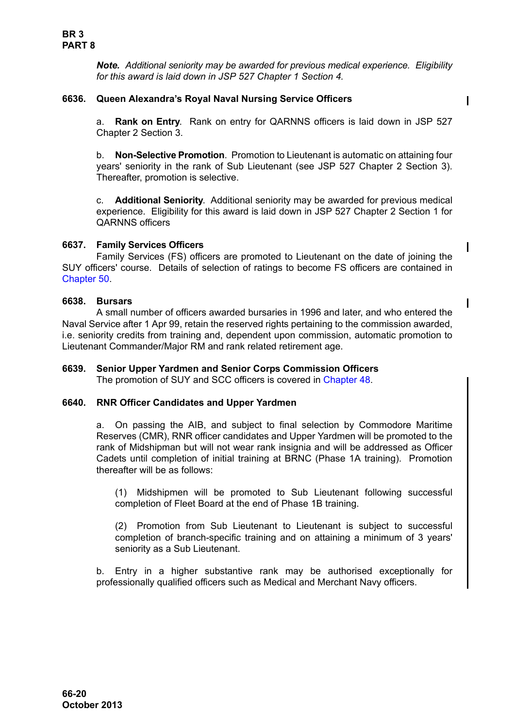***Note.*** *Additional seniority may be awarded for previous medical experience. Eligibility for this award is laid down in JSP 527 Chapter 1 Section 4.*

### 6636. Queen Alexandra's Royal Naval Nursing Service Officers

a. **Rank on Entry**. Rank on entry for QARNNS officers is laid down in JSP 527 Chapter 2 Section 3.

b. **Non-Selective Promotion**. Promotion to Lieutenant is automatic on attaining four years' seniority in the rank of Sub Lieutenant (see JSP 527 Chapter 2 Section 3). Thereafter, promotion is selective.

c. **Additional Seniority**. Additional seniority may be awarded for previous medical experience. Eligibility for this award is laid down in JSP 527 Chapter 2 Section 1 for QARNNS officers

### 6637. Family Services Officers

Family Services (FS) officers are promoted to Lieutenant on the date of joining the SUY officers' course. Details of selection of ratings to become FS officers are contained in Chapter 50.

### 6638. Bursars

A small number of officers awarded bursaries in 1996 and later, and who entered the Naval Service after 1 Apr 99, retain the reserved rights pertaining to the commission awarded, i.e. seniority credits from training and, dependent upon commission, automatic promotion to Lieutenant Commander/Major RM and rank related retirement age.

### 6639. Senior Upper Yardmen and Senior Corps Commission Officers

The promotion of SUY and SCC officers is covered in Chapter 48.

### 6640. RNR Officer Candidates and Upper Yardmen

a. On passing the AIB, and subject to final selection by Commodore Maritime Reserves (CMR), RNR officer candidates and Upper Yardmen will be promoted to the rank of Midshipman but will not wear rank insignia and will be addressed as Officer Cadets until completion of initial training at BRNC (Phase 1A training). Promotion thereafter will be as follows:

(1) Midshipmen will be promoted to Sub Lieutenant following successful completion of Fleet Board at the end of Phase 1B training.

(2) Promotion from Sub Lieutenant to Lieutenant is subject to successful completion of branch-specific training and on attaining a minimum of 3 years' seniority as a Sub Lieutenant.

b. Entry in a higher substantive rank may be authorised exceptionally for professionally qualified officers such as Medical and Merchant Navy officers.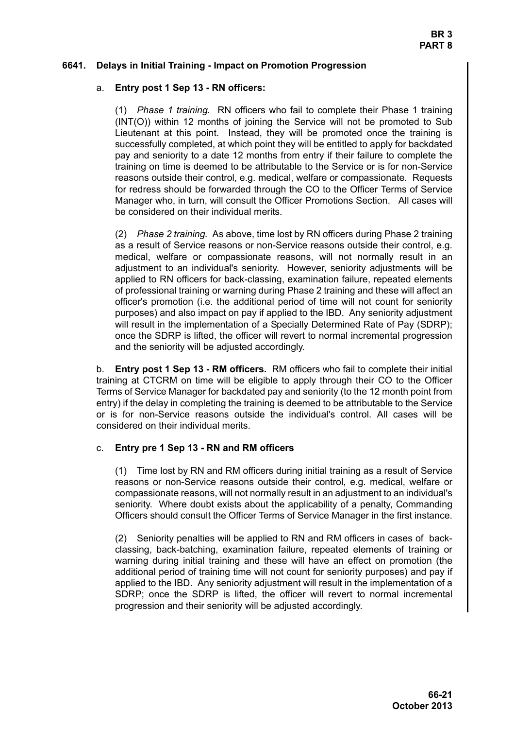**6641. Delays in Initial Training - Impact on Promotion Progression**

a. **Entry post 1 Sep 13 - RN officers:**

(1) *Phase 1 training.* RN officers who fail to complete their Phase 1 training (INT(O)) within 12 months of joining the Service will not be promoted to Sub Lieutenant at this point. Instead, they will be promoted once the training is successfully completed, at which point they will be entitled to apply for backdated pay and seniority to a date 12 months from entry if their failure to complete the training on time is deemed to be attributable to the Service or is for non-Service reasons outside their control, e.g. medical, welfare or compassionate. Requests for redress should be forwarded through the CO to the Officer Terms of Service Manager who, in turn, will consult the Officer Promotions Section. All cases will be considered on their individual merits.

(2) *Phase 2 training.* As above, time lost by RN officers during Phase 2 training as a result of Service reasons or non-Service reasons outside their control, e.g. medical, welfare or compassionate reasons, will not normally result in an adjustment to an individual's seniority. However, seniority adjustments will be applied to RN officers for back-classing, examination failure, repeated elements of professional training or warning during Phase 2 training and these will affect an officer's promotion (i.e. the additional period of time will not count for seniority purposes) and also impact on pay if applied to the IBD. Any seniority adjustment will result in the implementation of a Specially Determined Rate of Pay (SDRP); once the SDRP is lifted, the officer will revert to normal incremental progression and the seniority will be adjusted accordingly.

b. **Entry post 1 Sep 13 - RM officers.** RM officers who fail to complete their initial training at CTCRM on time will be eligible to apply through their CO to the Officer Terms of Service Manager for backdated pay and seniority (to the 12 month point from entry) if the delay in completing the training is deemed to be attributable to the Service or is for non-Service reasons outside the individual's control. All cases will be considered on their individual merits.

c. **Entry pre 1 Sep 13 - RN and RM officers**

(1) Time lost by RN and RM officers during initial training as a result of Service reasons or non-Service reasons outside their control, e.g. medical, welfare or compassionate reasons, will not normally result in an adjustment to an individual's seniority. Where doubt exists about the applicability of a penalty, Commanding Officers should consult the Officer Terms of Service Manager in the first instance.

(2) Seniority penalties will be applied to RN and RM officers in cases of back-classing, back-batching, examination failure, repeated elements of training or warning during initial training and these will have an effect on promotion (the additional period of training time will not count for seniority purposes) and pay if applied to the IBD. Any seniority adjustment will result in the implementation of a SDRP; once the SDRP is lifted, the officer will revert to normal incremental progression and their seniority will be adjusted accordingly.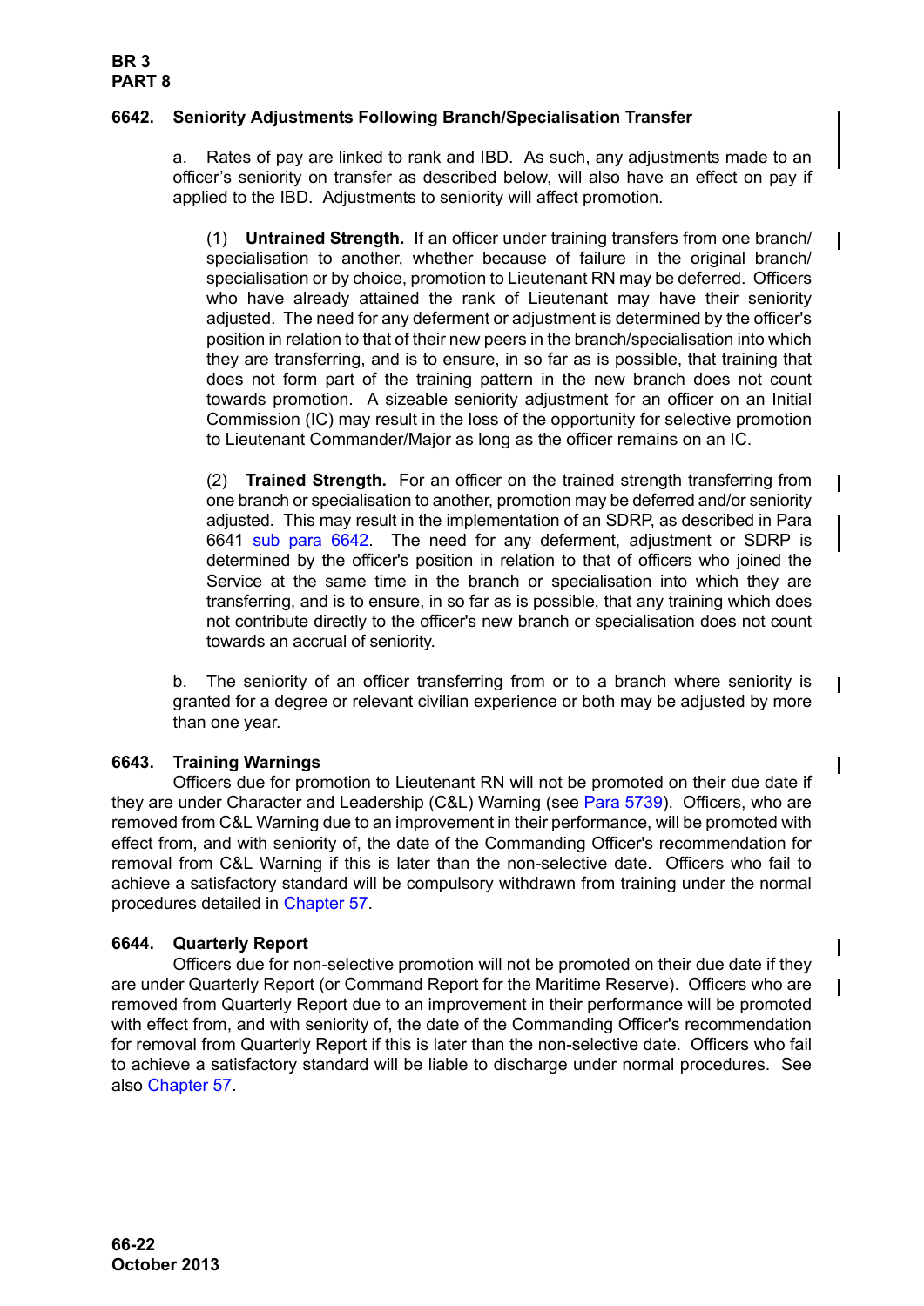#### 6642. Seniority Adjustments Following Branch/Specialisation Transfer

a. Rates of pay are linked to rank and IBD. As such, any adjustments made to an officer's seniority on transfer as described below, will also have an effect on pay if applied to the IBD. Adjustments to seniority will affect promotion.

(1) **Untrained Strength.** If an officer under training transfers from one branch/ specialisation to another, whether because of failure in the original branch/ specialisation or by choice, promotion to Lieutenant RN may be deferred. Officers who have already attained the rank of Lieutenant may have their seniority adjusted. The need for any deferment or adjustment is determined by the officer's position in relation to that of their new peers in the branch/specialisation into which they are transferring, and is to ensure, in so far as is possible, that training that does not form part of the training pattern in the new branch does not count towards promotion. A sizeable seniority adjustment for an officer on an Initial Commission (IC) may result in the loss of the opportunity for selective promotion to Lieutenant Commander/Major as long as the officer remains on an IC.

(2) **Trained Strength.** For an officer on the trained strength transferring from one branch or specialisation to another, promotion may be deferred and/or seniority adjusted. This may result in the implementation of an SDRP, as described in Para 6641 sub para 6642. The need for any deferment, adjustment or SDRP is determined by the officer's position in relation to that of officers who joined the Service at the same time in the branch or specialisation into which they are transferring, and is to ensure, in so far as is possible, that any training which does not contribute directly to the officer's new branch or specialisation does not count towards an accrual of seniority.

b. The seniority of an officer transferring from or to a branch where seniority is granted for a degree or relevant civilian experience or both may be adjusted by more than one year.

#### 6643. Training Warnings

Officers due for promotion to Lieutenant RN will not be promoted on their due date if they are under Character and Leadership (C&L) Warning (see Para 5739). Officers, who are removed from C&L Warning due to an improvement in their performance, will be promoted with effect from, and with seniority of, the date of the Commanding Officer's recommendation for removal from C&L Warning if this is later than the non-selective date. Officers who fail to achieve a satisfactory standard will be compulsory withdrawn from training under the normal procedures detailed in Chapter 57.

#### 6644. Quarterly Report

Officers due for non-selective promotion will not be promoted on their due date if they are under Quarterly Report (or Command Report for the Maritime Reserve). Officers who are removed from Quarterly Report due to an improvement in their performance will be promoted with effect from, and with seniority of, the date of the Commanding Officer's recommendation for removal from Quarterly Report if this is later than the non-selective date. Officers who fail to achieve a satisfactory standard will be liable to discharge under normal procedures. See also Chapter 57.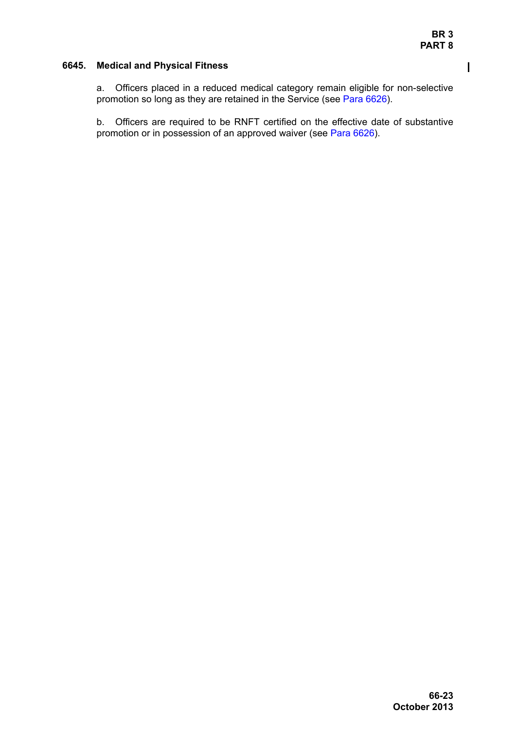**6645. Medical and Physical Fitness**

a. Officers placed in a reduced medical category remain eligible for non-selective promotion so long as they are retained in the Service (see Para 6626).

b. Officers are required to be RNFT certified on the effective date of substantive promotion or in possession of an approved waiver (see Para 6626).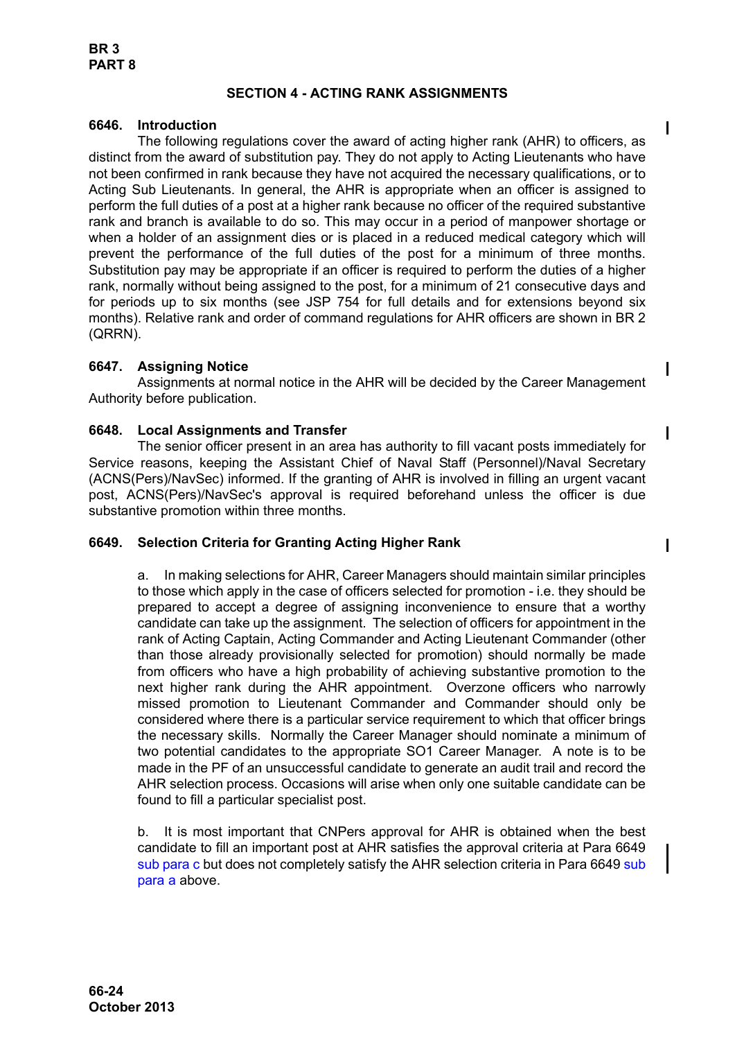## SECTION 4 - ACTING RANK ASSIGNMENTS

### 6646. Introduction

The following regulations cover the award of acting higher rank (AHR) to officers, as distinct from the award of substitution pay. They do not apply to Acting Lieutenants who have not been confirmed in rank because they have not acquired the necessary qualifications, or to Acting Sub Lieutenants. In general, the AHR is appropriate when an officer is assigned to perform the full duties of a post at a higher rank because no officer of the required substantive rank and branch is available to do so. This may occur in a period of manpower shortage or when a holder of an assignment dies or is placed in a reduced medical category which will prevent the performance of the full duties of the post for a minimum of three months. Substitution pay may be appropriate if an officer is required to perform the duties of a higher rank, normally without being assigned to the post, for a minimum of 21 consecutive days and for periods up to six months (see JSP 754 for full details and for extensions beyond six months). Relative rank and order of command regulations for AHR officers are shown in BR 2 (QRRN).

### 6647. Assigning Notice

Assignments at normal notice in the AHR will be decided by the Career Management Authority before publication.

### 6648. Local Assignments and Transfer

The senior officer present in an area has authority to fill vacant posts immediately for Service reasons, keeping the Assistant Chief of Naval Staff (Personnel)/Naval Secretary (ACNS(Pers)/NavSec) informed. If the granting of AHR is involved in filling an urgent vacant post, ACNS(Pers)/NavSec's approval is required beforehand unless the officer is due substantive promotion within three months.

### 6649. Selection Criteria for Granting Acting Higher Rank

a. In making selections for AHR, Career Managers should maintain similar principles to those which apply in the case of officers selected for promotion - i.e. they should be prepared to accept a degree of assigning inconvenience to ensure that a worthy candidate can take up the assignment. The selection of officers for appointment in the rank of Acting Captain, Acting Commander and Acting Lieutenant Commander (other than those already provisionally selected for promotion) should normally be made from officers who have a high probability of achieving substantive promotion to the next higher rank during the AHR appointment. Overzone officers who narrowly missed promotion to Lieutenant Commander and Commander should only be considered where there is a particular service requirement to which that officer brings the necessary skills. Normally the Career Manager should nominate a minimum of two potential candidates to the appropriate SO1 Career Manager. A note is to be made in the PF of an unsuccessful candidate to generate an audit trail and record the AHR selection process. Occasions will arise when only one suitable candidate can be found to fill a particular specialist post.

b. It is most important that CNPers approval for AHR is obtained when the best candidate to fill an important post at AHR satisfies the approval criteria at Para 6649 sub para c but does not completely satisfy the AHR selection criteria in Para 6649 sub para a above.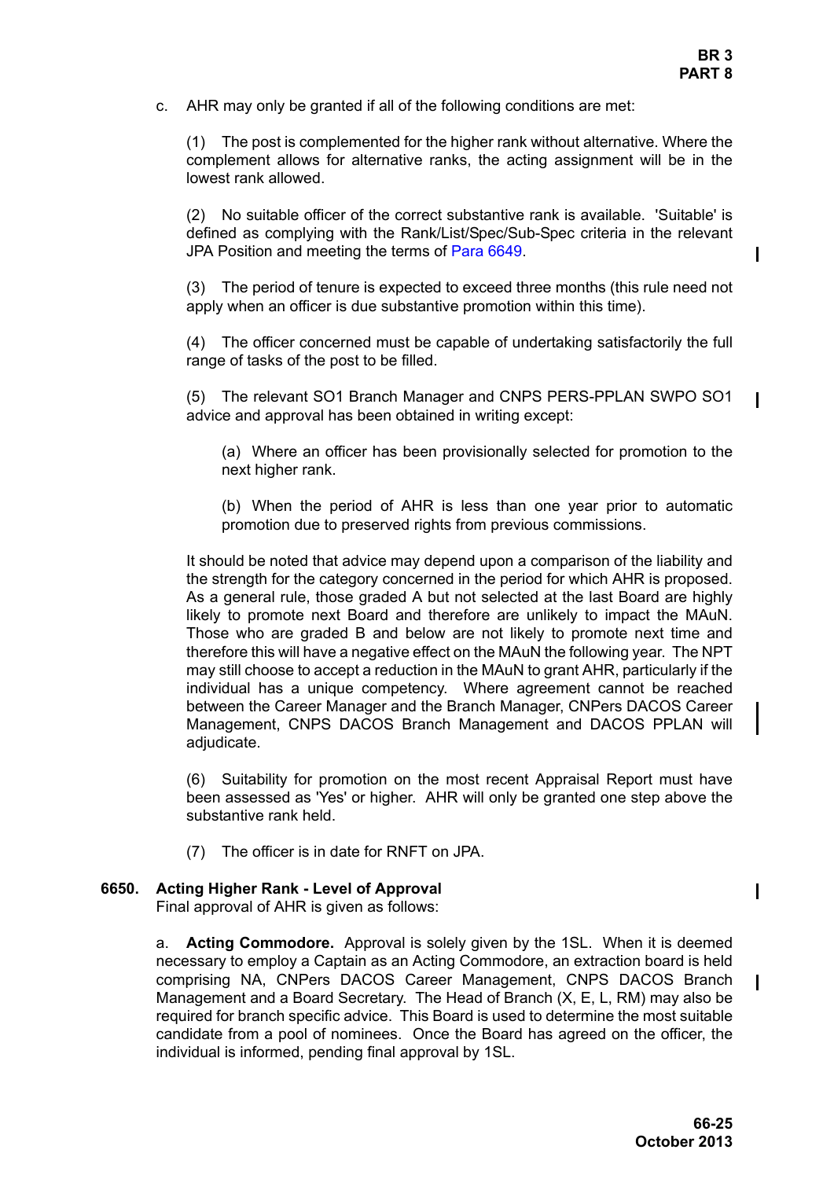c. AHR may only be granted if all of the following conditions are met:

(1) The post is complemented for the higher rank without alternative. Where the complement allows for alternative ranks, the acting assignment will be in the lowest rank allowed.

(2) No suitable officer of the correct substantive rank is available. 'Suitable' is defined as complying with the Rank/List/Spec/Sub-Spec criteria in the relevant JPA Position and meeting the terms of Para 6649.

(3) The period of tenure is expected to exceed three months (this rule need not apply when an officer is due substantive promotion within this time).

(4) The officer concerned must be capable of undertaking satisfactorily the full range of tasks of the post to be filled.

(5) The relevant SO1 Branch Manager and CNPS PERS-PPLAN SWPO SO1 advice and approval has been obtained in writing except:

(a) Where an officer has been provisionally selected for promotion to the next higher rank.

(b) When the period of AHR is less than one year prior to automatic promotion due to preserved rights from previous commissions.

It should be noted that advice may depend upon a comparison of the liability and the strength for the category concerned in the period for which AHR is proposed. As a general rule, those graded A but not selected at the last Board are highly likely to promote next Board and therefore are unlikely to impact the MAuN. Those who are graded B and below are not likely to promote next time and therefore this will have a negative effect on the MAuN the following year. The NPT may still choose to accept a reduction in the MAuN to grant AHR, particularly if the individual has a unique competency. Where agreement cannot be reached between the Career Manager and the Branch Manager, CNPers DACOS Career Management, CNPS DACOS Branch Management and DACOS PPLAN will adjudicate.

(6) Suitability for promotion on the most recent Appraisal Report must have been assessed as 'Yes' or higher. AHR will only be granted one step above the substantive rank held.

(7) The officer is in date for RNFT on JPA.

## 6650. Acting Higher Rank - Level of Approval

Final approval of AHR is given as follows:

a. **Acting Commodore.** Approval is solely given by the 1SL. When it is deemed necessary to employ a Captain as an Acting Commodore, an extraction board is held comprising NA, CNPers DACOS Career Management, CNPS DACOS Branch Management and a Board Secretary. The Head of Branch (X, E, L, RM) may also be required for branch specific advice. This Board is used to determine the most suitable candidate from a pool of nominees. Once the Board has agreed on the officer, the individual is informed, pending final approval by 1SL.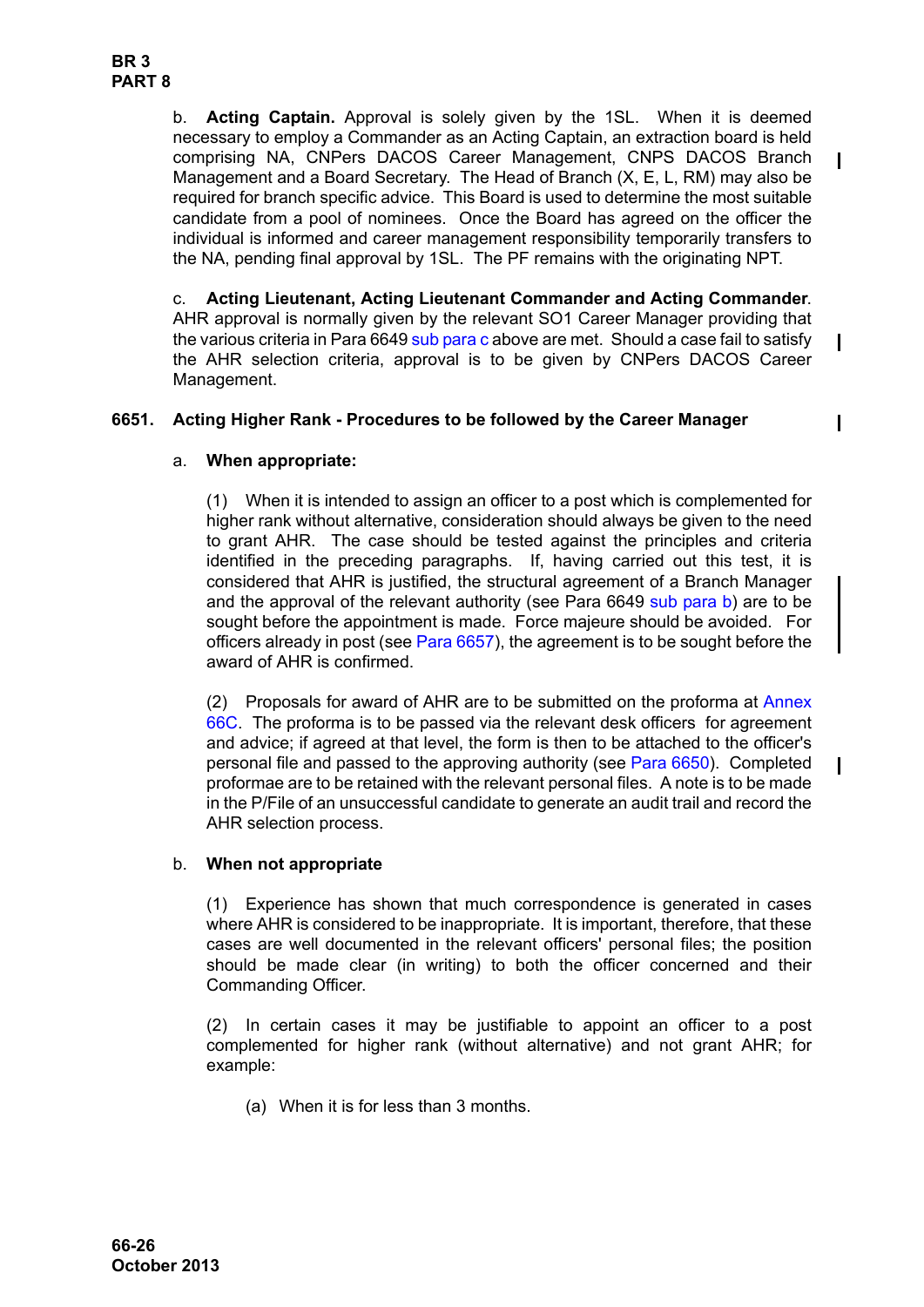b. **Acting Captain.** Approval is solely given by the 1SL. When it is deemed necessary to employ a Commander as an Acting Captain, an extraction board is held comprising NA, CNPers DACOS Career Management, CNPS DACOS Branch Management and a Board Secretary. The Head of Branch (X, E, L, RM) may also be required for branch specific advice. This Board is used to determine the most suitable candidate from a pool of nominees. Once the Board has agreed on the officer the individual is informed and career management responsibility temporarily transfers to the NA, pending final approval by 1SL. The PF remains with the originating NPT.

c. **Acting Lieutenant, Acting Lieutenant Commander and Acting Commander**. AHR approval is normally given by the relevant SO1 Career Manager providing that the various criteria in Para 6649 sub para c above are met. Should a case fail to satisfy the AHR selection criteria, approval is to be given by CNPers DACOS Career Management.

**6651. Acting Higher Rank - Procedures to be followed by the Career Manager**

a. **When appropriate:**

(1) When it is intended to assign an officer to a post which is complemented for higher rank without alternative, consideration should always be given to the need to grant AHR. The case should be tested against the principles and criteria identified in the preceding paragraphs. If, having carried out this test, it is considered that AHR is justified, the structural agreement of a Branch Manager and the approval of the relevant authority (see Para 6649 sub para b) are to be sought before the appointment is made. Force majeure should be avoided. For officers already in post (see Para 6657), the agreement is to be sought before the award of AHR is confirmed.

(2) Proposals for award of AHR are to be submitted on the proforma at Annex 66C. The proforma is to be passed via the relevant desk officers for agreement and advice; if agreed at that level, the form is then to be attached to the officer's personal file and passed to the approving authority (see Para 6650). Completed proformae are to be retained with the relevant personal files. A note is to be made in the P/File of an unsuccessful candidate to generate an audit trail and record the AHR selection process.

b. **When not appropriate**

(1) Experience has shown that much correspondence is generated in cases where AHR is considered to be inappropriate. It is important, therefore, that these cases are well documented in the relevant officers' personal files; the position should be made clear (in writing) to both the officer concerned and their Commanding Officer.

(2) In certain cases it may be justifiable to appoint an officer to a post complemented for higher rank (without alternative) and not grant AHR; for example:

(a) When it is for less than 3 months.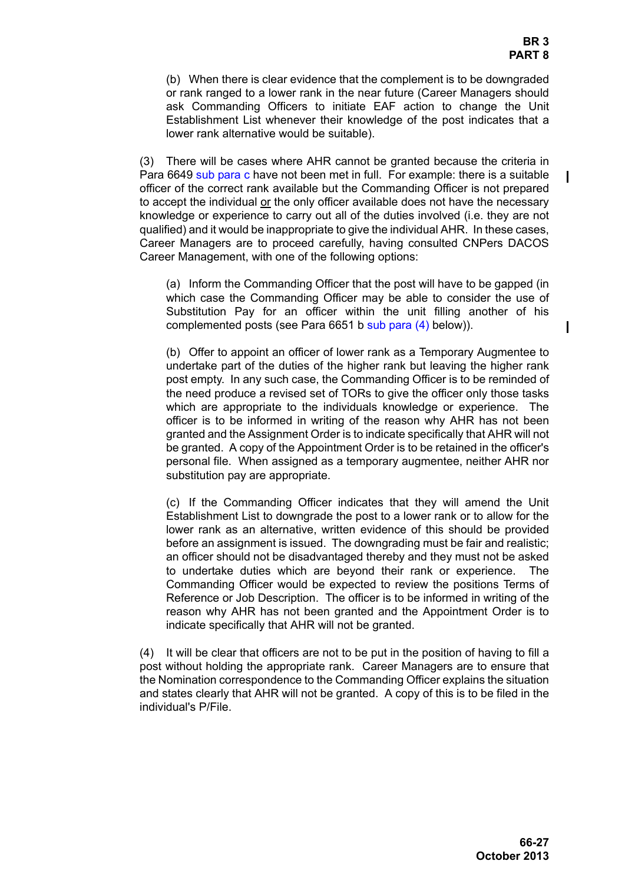(b) When there is clear evidence that the complement is to be downgraded or rank ranged to a lower rank in the near future (Career Managers should ask Commanding Officers to initiate EAF action to change the Unit Establishment List whenever their knowledge of the post indicates that a lower rank alternative would be suitable).

(3) There will be cases where AHR cannot be granted because the criteria in Para 6649 sub para c have not been met in full. For example: there is a suitable officer of the correct rank available but the Commanding Officer is not prepared to accept the individual or the only officer available does not have the necessary knowledge or experience to carry out all of the duties involved (i.e. they are not qualified) and it would be inappropriate to give the individual AHR. In these cases, Career Managers are to proceed carefully, having consulted CNPers DACOS Career Management, with one of the following options:

(a) Inform the Commanding Officer that the post will have to be gapped (in which case the Commanding Officer may be able to consider the use of Substitution Pay for an officer within the unit filling another of his complemented posts (see Para 6651 b sub para (4) below)).

(b) Offer to appoint an officer of lower rank as a Temporary Augmentee to undertake part of the duties of the higher rank but leaving the higher rank post empty. In any such case, the Commanding Officer is to be reminded of the need produce a revised set of TORs to give the officer only those tasks which are appropriate to the individuals knowledge or experience. The officer is to be informed in writing of the reason why AHR has not been granted and the Assignment Order is to indicate specifically that AHR will not be granted. A copy of the Appointment Order is to be retained in the officer's personal file. When assigned as a temporary augmentee, neither AHR nor substitution pay are appropriate.

(c) If the Commanding Officer indicates that they will amend the Unit Establishment List to downgrade the post to a lower rank or to allow for the lower rank as an alternative, written evidence of this should be provided before an assignment is issued. The downgrading must be fair and realistic; an officer should not be disadvantaged thereby and they must not be asked to undertake duties which are beyond their rank or experience. The Commanding Officer would be expected to review the positions Terms of Reference or Job Description. The officer is to be informed in writing of the reason why AHR has not been granted and the Appointment Order is to indicate specifically that AHR will not be granted.

(4) It will be clear that officers are not to be put in the position of having to fill a post without holding the appropriate rank. Career Managers are to ensure that the Nomination correspondence to the Commanding Officer explains the situation and states clearly that AHR will not be granted. A copy of this is to be filed in the individual's P/File.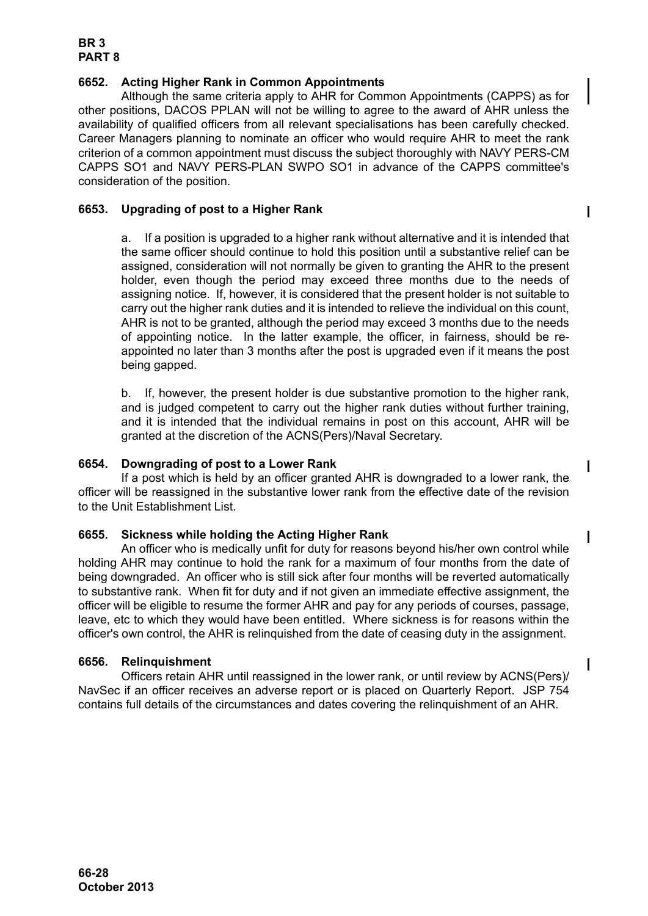#### 6652. Acting Higher Rank in Common Appointments

Although the same criteria apply to AHR for Common Appointments (CAPPS) as for other positions, DACOS PPLAN will not be willing to agree to the award of AHR unless the availability of qualified officers from all relevant specialisations has been carefully checked. Career Managers planning to nominate an officer who would require AHR to meet the rank criterion of a common appointment must discuss the subject thoroughly with NAVY PERS-CM CAPPS SO1 and NAVY PERS-PLAN SWPO SO1 in advance of the CAPPS committee's consideration of the position.

#### 6653. Upgrading of post to a Higher Rank

a. If a position is upgraded to a higher rank without alternative and it is intended that the same officer should continue to hold this position until a substantive relief can be assigned, consideration will not normally be given to granting the AHR to the present holder, even though the period may exceed three months due to the needs of assigning notice. If, however, it is considered that the present holder is not suitable to carry out the higher rank duties and it is intended to relieve the individual on this count, AHR is not to be granted, although the period may exceed 3 months due to the needs of appointing notice. In the latter example, the officer, in fairness, should be re-appointed no later than 3 months after the post is upgraded even if it means the post being gapped.

b. If, however, the present holder is due substantive promotion to the higher rank, and is judged competent to carry out the higher rank duties without further training, and it is intended that the individual remains in post on this account, AHR will be granted at the discretion of the ACNS(Pers)/Naval Secretary.

#### 6654. Downgrading of post to a Lower Rank

If a post which is held by an officer granted AHR is downgraded to a lower rank, the officer will be reassigned in the substantive lower rank from the effective date of the revision to the Unit Establishment List.

#### 6655. Sickness while holding the Acting Higher Rank

An officer who is medically unfit for duty for reasons beyond his/her own control while holding AHR may continue to hold the rank for a maximum of four months from the date of being downgraded. An officer who is still sick after four months will be reverted automatically to substantive rank. When fit for duty and if not given an immediate effective assignment, the officer will be eligible to resume the former AHR and pay for any periods of courses, passage, leave, etc to which they would have been entitled. Where sickness is for reasons within the officer's own control, the AHR is relinquished from the date of ceasing duty in the assignment.

#### 6656. Relinquishment

Officers retain AHR until reassigned in the lower rank, or until review by ACNS(Pers)/ NavSec if an officer receives an adverse report or is placed on Quarterly Report. JSP 754 contains full details of the circumstances and dates covering the relinquishment of an AHR.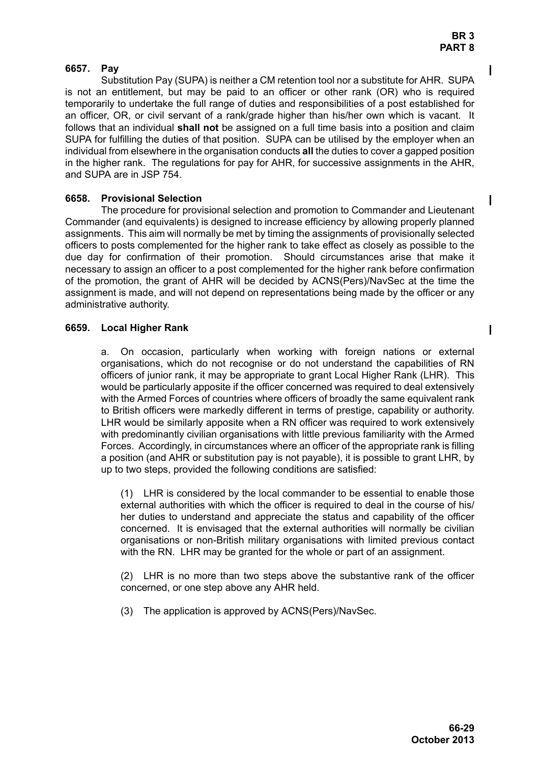#### 6657. Pay

Substitution Pay (SUPA) is neither a CM retention tool nor a substitute for AHR. SUPA is not an entitlement, but may be paid to an officer or other rank (OR) who is required temporarily to undertake the full range of duties and responsibilities of a post established for an officer, OR, or civil servant of a rank/grade higher than his/her own which is vacant. It follows that an individual **shall not** be assigned on a full time basis into a position and claim SUPA for fulfilling the duties of that position. SUPA can be utilised by the employer when an individual from elsewhere in the organisation conducts **all** the duties to cover a gapped position in the higher rank. The regulations for pay for AHR, for successive assignments in the AHR, and SUPA are in JSP 754.

#### 6658. Provisional Selection

The procedure for provisional selection and promotion to Commander and Lieutenant Commander (and equivalents) is designed to increase efficiency by allowing properly planned assignments. This aim will normally be met by timing the assignments of provisionally selected officers to posts complemented for the higher rank to take effect as closely as possible to the due day for confirmation of their promotion. Should circumstances arise that make it necessary to assign an officer to a post complemented for the higher rank before confirmation of the promotion, the grant of AHR will be decided by ACNS(Pers)/NavSec at the time the assignment is made, and will not depend on representations being made by the officer or any administrative authority.

#### 6659. Local Higher Rank

a. On occasion, particularly when working with foreign nations or external organisations, which do not recognise or do not understand the capabilities of RN officers of junior rank, it may be appropriate to grant Local Higher Rank (LHR). This would be particularly apposite if the officer concerned was required to deal extensively with the Armed Forces of countries where officers of broadly the same equivalent rank to British officers were markedly different in terms of prestige, capability or authority. LHR would be similarly apposite when a RN officer was required to work extensively with predominantly civilian organisations with little previous familiarity with the Armed Forces. Accordingly, in circumstances where an officer of the appropriate rank is filling a position (and AHR or substitution pay is not payable), it is possible to grant LHR, by up to two steps, provided the following conditions are satisfied:

(1) LHR is considered by the local commander to be essential to enable those external authorities with which the officer is required to deal in the course of his/her duties to understand and appreciate the status and capability of the officer concerned. It is envisaged that the external authorities will normally be civilian organisations or non-British military organisations with limited previous contact with the RN. LHR may be granted for the whole or part of an assignment.

(2) LHR is no more than two steps above the substantive rank of the officer concerned, or one step above any AHR held.

(3) The application is approved by ACNS(Pers)/NavSec.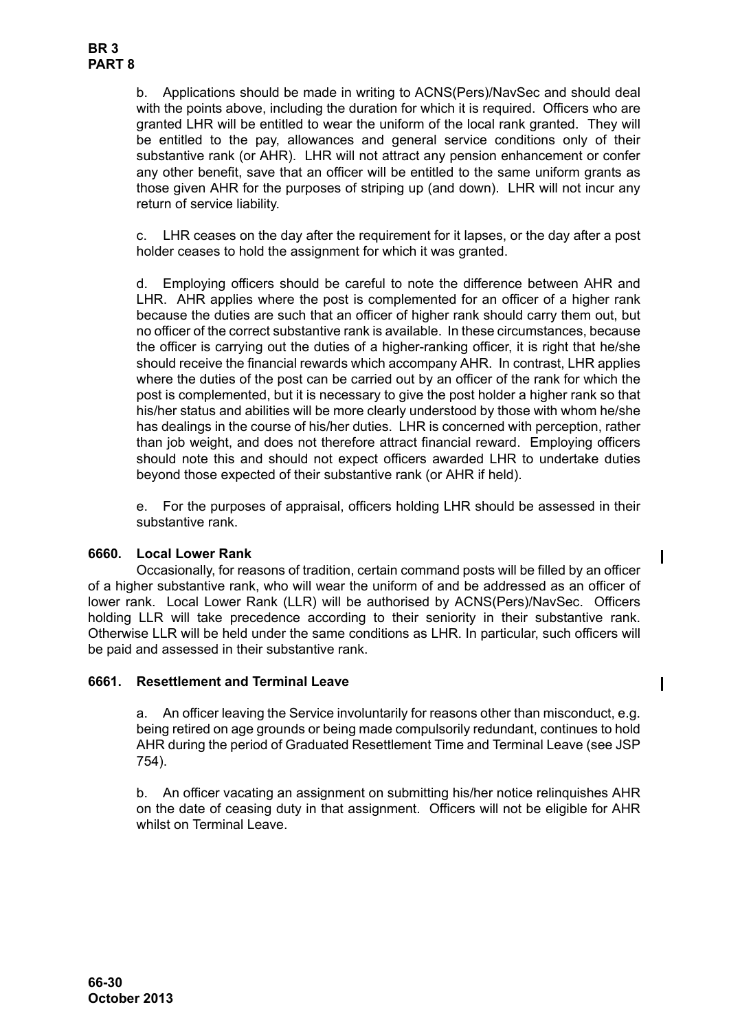b. Applications should be made in writing to ACNS(Pers)/NavSec and should deal with the points above, including the duration for which it is required. Officers who are granted LHR will be entitled to wear the uniform of the local rank granted. They will be entitled to the pay, allowances and general service conditions only of their substantive rank (or AHR). LHR will not attract any pension enhancement or confer any other benefit, save that an officer will be entitled to the same uniform grants as those given AHR for the purposes of striping up (and down). LHR will not incur any return of service liability.

c. LHR ceases on the day after the requirement for it lapses, or the day after a post holder ceases to hold the assignment for which it was granted.

d. Employing officers should be careful to note the difference between AHR and LHR. AHR applies where the post is complemented for an officer of a higher rank because the duties are such that an officer of higher rank should carry them out, but no officer of the correct substantive rank is available. In these circumstances, because the officer is carrying out the duties of a higher-ranking officer, it is right that he/she should receive the financial rewards which accompany AHR. In contrast, LHR applies where the duties of the post can be carried out by an officer of the rank for which the post is complemented, but it is necessary to give the post holder a higher rank so that his/her status and abilities will be more clearly understood by those with whom he/she has dealings in the course of his/her duties. LHR is concerned with perception, rather than job weight, and does not therefore attract financial reward. Employing officers should note this and should not expect officers awarded LHR to undertake duties beyond those expected of their substantive rank (or AHR if held).

e. For the purposes of appraisal, officers holding LHR should be assessed in their substantive rank.

**6660. Local Lower Rank**

Occasionally, for reasons of tradition, certain command posts will be filled by an officer of a higher substantive rank, who will wear the uniform of and be addressed as an officer of lower rank. Local Lower Rank (LLR) will be authorised by ACNS(Pers)/NavSec. Officers holding LLR will take precedence according to their seniority in their substantive rank. Otherwise LLR will be held under the same conditions as LHR. In particular, such officers will be paid and assessed in their substantive rank.

**6661. Resettlement and Terminal Leave**

a. An officer leaving the Service involuntarily for reasons other than misconduct, e.g. being retired on age grounds or being made compulsorily redundant, continues to hold AHR during the period of Graduated Resettlement Time and Terminal Leave (see JSP 754).

b. An officer vacating an assignment on submitting his/her notice relinquishes AHR on the date of ceasing duty in that assignment. Officers will not be eligible for AHR whilst on Terminal Leave.